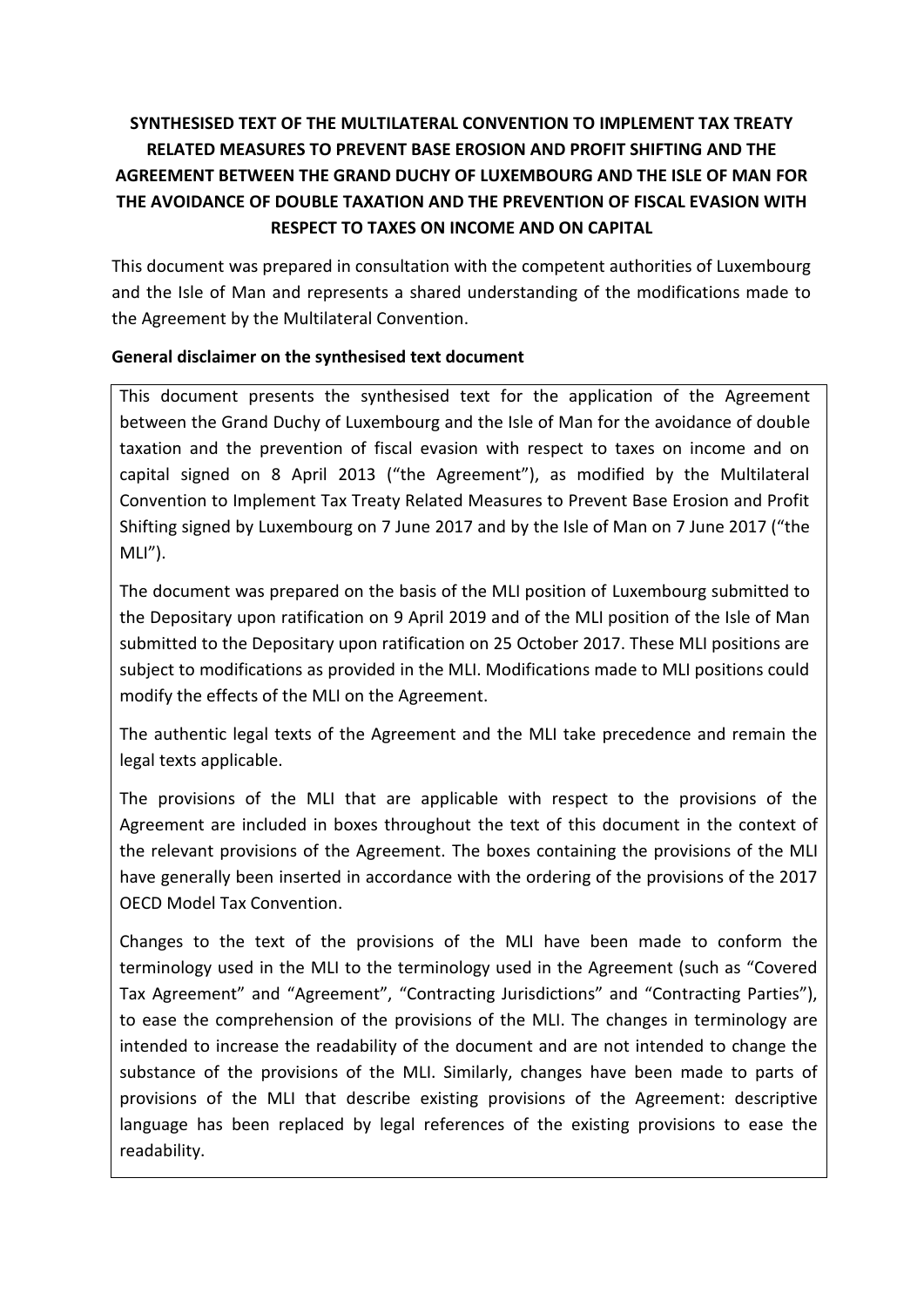# SYNTHESISED TEXT OF THE MULTILATERAL CONVENTION TO IMPLEMENT TAX TREATY RELATED MEASURES TO PREVENT BASE EROSION AND PROFIT SHIFTING AND THE AGREEMENT BETWEEN THE GRAND DUCHY OF LUXEMBOURG AND THE ISLE OF MAN FOR THE AVOIDANCE OF DOUBLE TAXATION AND THE PREVENTION OF FISCAL EVASION WITH RESPECT TO TAXES ON INCOME AND ON CAPITAL

This document was prepared in consultation with the competent authorities of Luxembourg and the Isle of Man and represents a shared understanding of the modifications made to the Agreement by the Multilateral Convention.

**General disclaimer on the synthesised text document**

This document presents the synthesised text for the application of the Agreement between the Grand Duchy of Luxembourg and the Isle of Man for the avoidance of double taxation and the prevention of fiscal evasion with respect to taxes on income and on capital signed on 8 April 2013 ("the Agreement"), as modified by the Multilateral Convention to Implement Tax Treaty Related Measures to Prevent Base Erosion and Profit Shifting signed by Luxembourg on 7 June 2017 and by the Isle of Man on 7 June 2017 ("the MLI").

The document was prepared on the basis of the MLI position of Luxembourg submitted to the Depositary upon ratification on 9 April 2019 and of the MLI position of the Isle of Man submitted to the Depositary upon ratification on 25 October 2017. These MLI positions are subject to modifications as provided in the MLI. Modifications made to MLI positions could modify the effects of the MLI on the Agreement.

The authentic legal texts of the Agreement and the MLI take precedence and remain the legal texts applicable.

The provisions of the MLI that are applicable with respect to the provisions of the Agreement are included in boxes throughout the text of this document in the context of the relevant provisions of the Agreement. The boxes containing the provisions of the MLI have generally been inserted in accordance with the ordering of the provisions of the 2017 OECD Model Tax Convention.

Changes to the text of the provisions of the MLI have been made to conform the terminology used in the MLI to the terminology used in the Agreement (such as "Covered Tax Agreement" and "Agreement", "Contracting Jurisdictions" and "Contracting Parties"), to ease the comprehension of the provisions of the MLI. The changes in terminology are intended to increase the readability of the document and are not intended to change the substance of the provisions of the MLI. Similarly, changes have been made to parts of provisions of the MLI that describe existing provisions of the Agreement: descriptive language has been replaced by legal references of the existing provisions to ease the readability.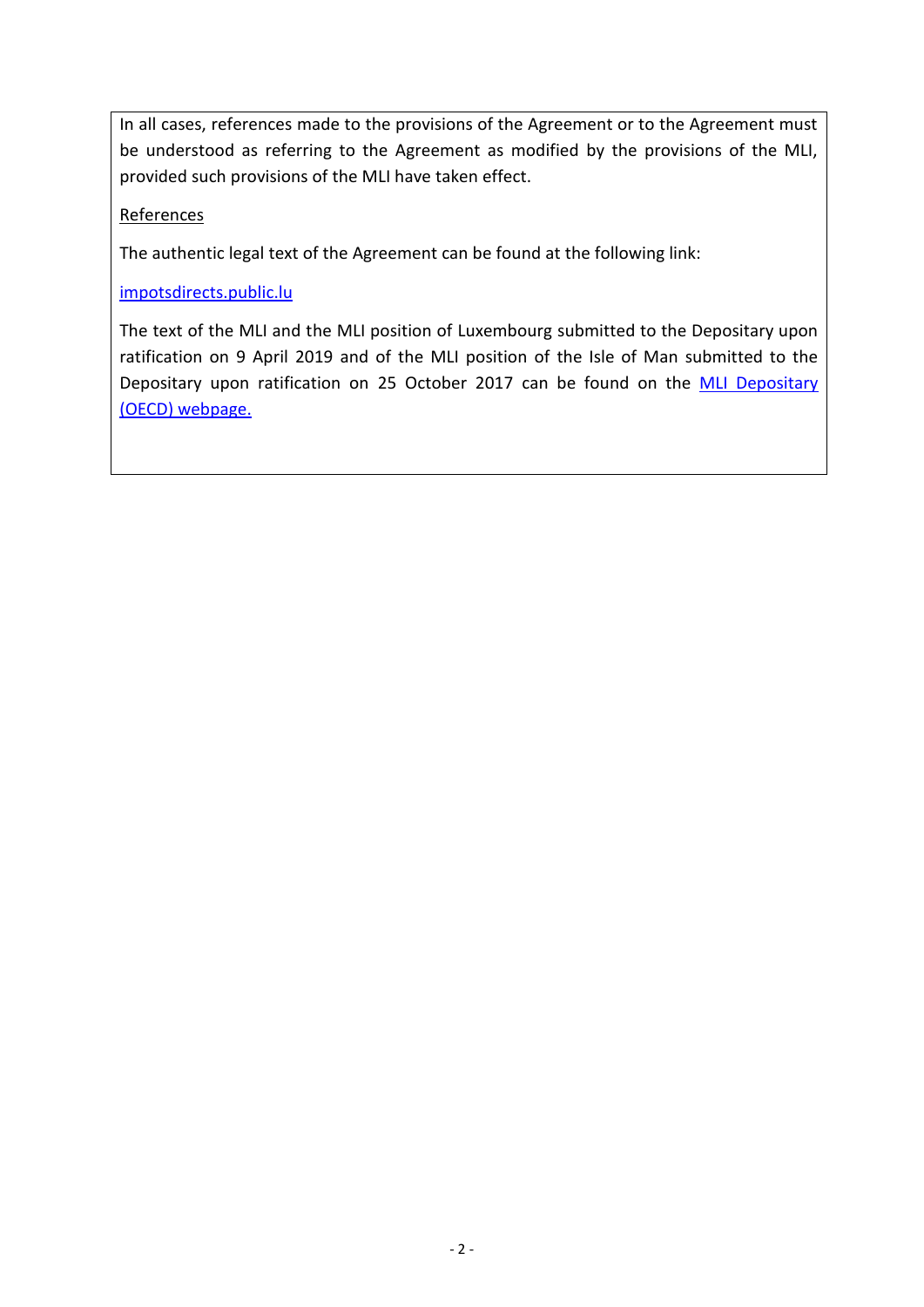In all cases, references made to the provisions of the Agreement or to the Agreement must be understood as referring to the Agreement as modified by the provisions of the MLI, provided such provisions of the MLI have taken effect.

References

The authentic legal text of the Agreement can be found at the following link:

impotsdirects.public.lu

The text of the MLI and the MLI position of Luxembourg submitted to the Depositary upon ratification on 9 April 2019 and of the MLI position of the Isle of Man submitted to the Depositary upon ratification on 25 October 2017 can be found on the MLI Depositary (OECD) webpage.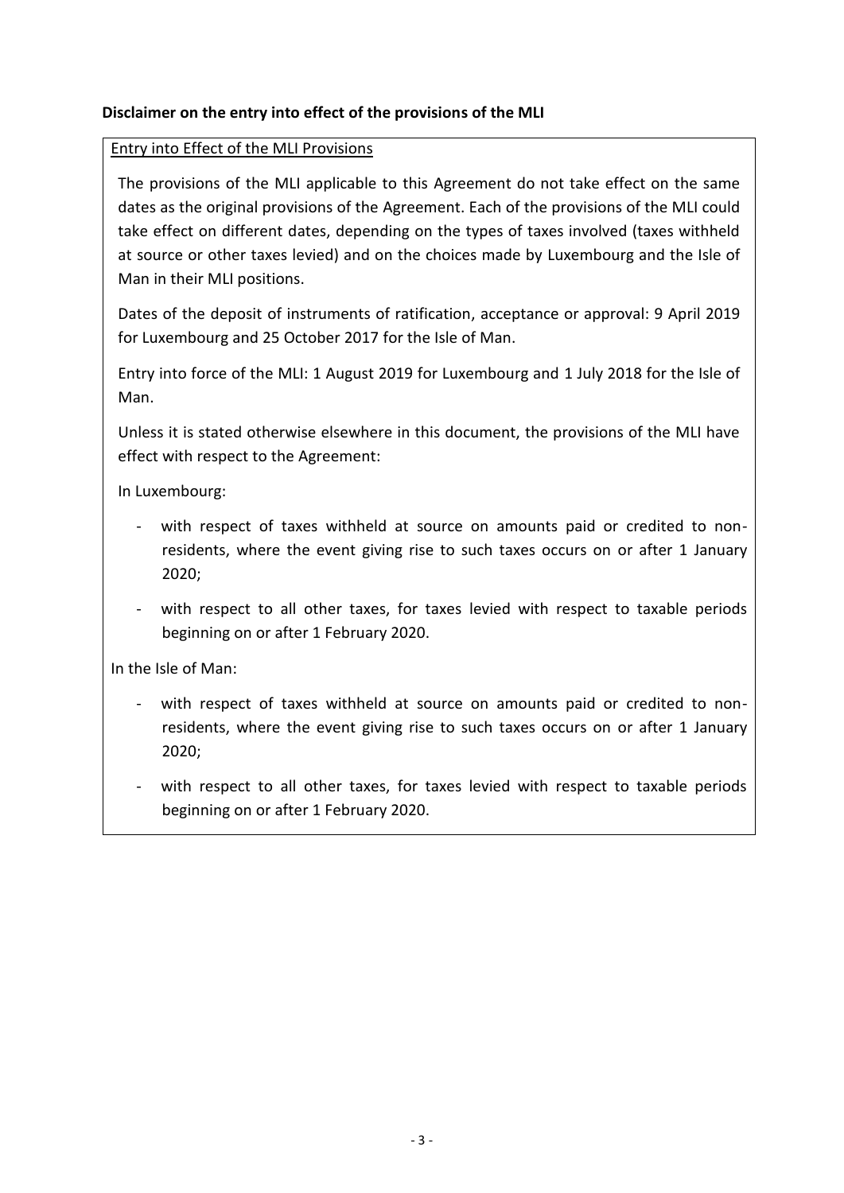**Disclaimer on the entry into effect of the provisions of the MLI**

Entry into Effect of the MLI Provisions

The provisions of the MLI applicable to this Agreement do not take effect on the same dates as the original provisions of the Agreement. Each of the provisions of the MLI could take effect on different dates, depending on the types of taxes involved (taxes withheld at source or other taxes levied) and on the choices made by Luxembourg and the Isle of Man in their MLI positions.

Dates of the deposit of instruments of ratification, acceptance or approval: 9 April 2019 for Luxembourg and 25 October 2017 for the Isle of Man.

Entry into force of the MLI: 1 August 2019 for Luxembourg and 1 July 2018 for the Isle of Man.

Unless it is stated otherwise elsewhere in this document, the provisions of the MLI have effect with respect to the Agreement:

In Luxembourg:

- with respect of taxes withheld at source on amounts paid or credited to non-residents, where the event giving rise to such taxes occurs on or after 1 January 2020;
- with respect to all other taxes, for taxes levied with respect to taxable periods beginning on or after 1 February 2020.

In the Isle of Man:

- with respect of taxes withheld at source on amounts paid or credited to non-residents, where the event giving rise to such taxes occurs on or after 1 January 2020;
- with respect to all other taxes, for taxes levied with respect to taxable periods beginning on or after 1 February 2020.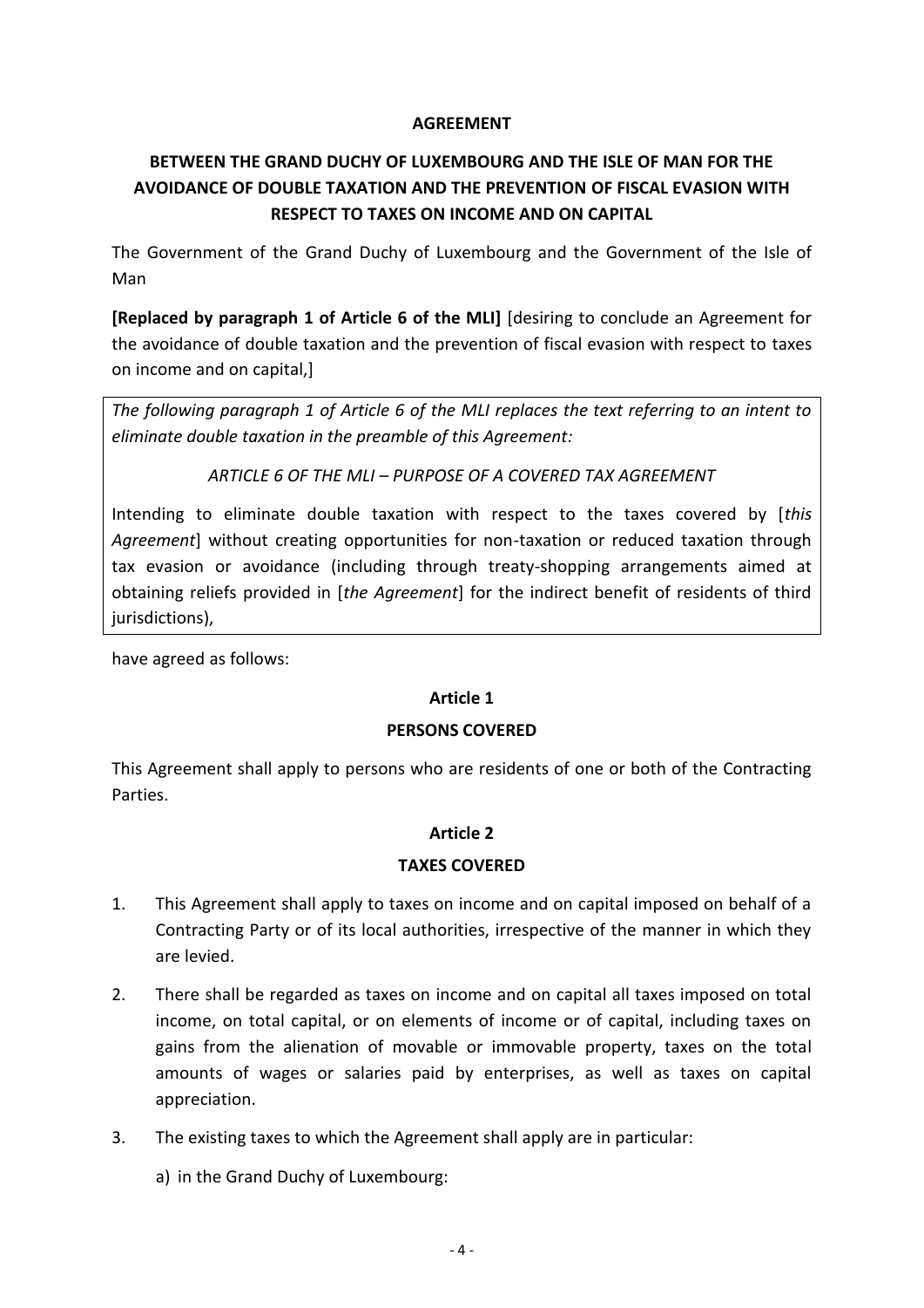**AGREEMENT**

**BETWEEN THE GRAND DUCHY OF LUXEMBOURG AND THE ISLE OF MAN FOR THE AVOIDANCE OF DOUBLE TAXATION AND THE PREVENTION OF FISCAL EVASION WITH RESPECT TO TAXES ON INCOME AND ON CAPITAL**

The Government of the Grand Duchy of Luxembourg and the Government of the Isle of Man

**[Replaced by paragraph 1 of Article 6 of the MLI]** [desiring to conclude an Agreement for the avoidance of double taxation and the prevention of fiscal evasion with respect to taxes on income and on capital,]

*The following paragraph 1 of Article 6 of the MLI replaces the text referring to an intent to eliminate double taxation in the preamble of this Agreement:*

*ARTICLE 6 OF THE MLI – PURPOSE OF A COVERED TAX AGREEMENT*

Intending to eliminate double taxation with respect to the taxes covered by [*this Agreement*] without creating opportunities for non-taxation or reduced taxation through tax evasion or avoidance (including through treaty-shopping arrangements aimed at obtaining reliefs provided in [*the Agreement*] for the indirect benefit of residents of third jurisdictions),

have agreed as follows:

**Article 1**

**PERSONS COVERED**

This Agreement shall apply to persons who are residents of one or both of the Contracting Parties.

**Article 2**

**TAXES COVERED**

1. This Agreement shall apply to taxes on income and on capital imposed on behalf of a Contracting Party or of its local authorities, irrespective of the manner in which they are levied.

2. There shall be regarded as taxes on income and on capital all taxes imposed on total income, on total capital, or on elements of income or of capital, including taxes on gains from the alienation of movable or immovable property, taxes on the total amounts of wages or salaries paid by enterprises, as well as taxes on capital appreciation.

3. The existing taxes to which the Agreement shall apply are in particular:

   a) in the Grand Duchy of Luxembourg: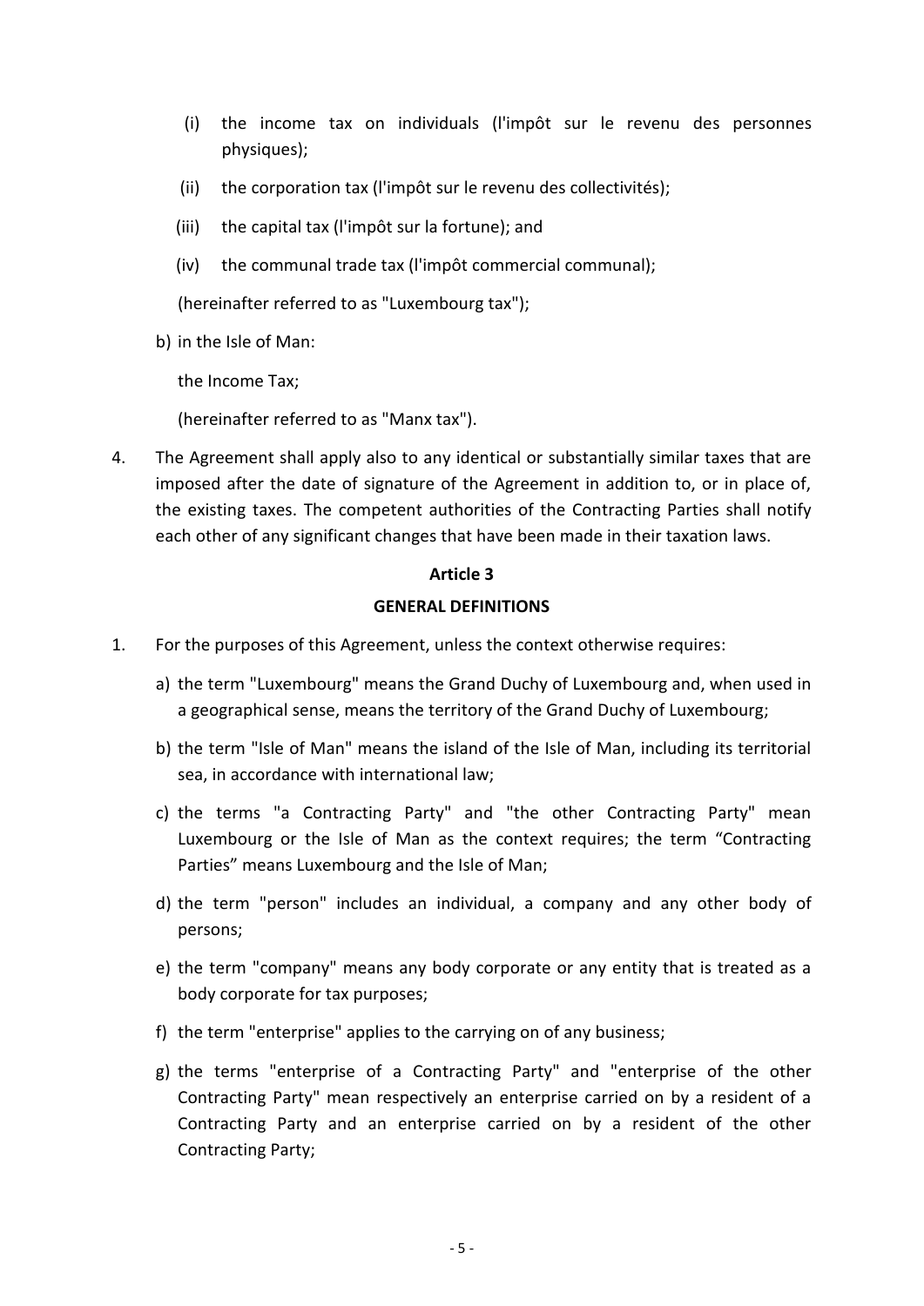(i) the income tax on individuals (l'impôt sur le revenu des personnes physiques);

(ii) the corporation tax (l'impôt sur le revenu des collectivités);

(iii) the capital tax (l'impôt sur la fortune); and

(iv) the communal trade tax (l'impôt commercial communal);

(hereinafter referred to as "Luxembourg tax");

b) in the Isle of Man:

the Income Tax;

(hereinafter referred to as "Manx tax").

4. The Agreement shall apply also to any identical or substantially similar taxes that are imposed after the date of signature of the Agreement in addition to, or in place of, the existing taxes. The competent authorities of the Contracting Parties shall notify each other of any significant changes that have been made in their taxation laws.

**Article 3**

**GENERAL DEFINITIONS**

1. For the purposes of this Agreement, unless the context otherwise requires:

a) the term "Luxembourg" means the Grand Duchy of Luxembourg and, when used in a geographical sense, means the territory of the Grand Duchy of Luxembourg;

b) the term "Isle of Man" means the island of the Isle of Man, including its territorial sea, in accordance with international law;

c) the terms "a Contracting Party" and "the other Contracting Party" mean Luxembourg or the Isle of Man as the context requires; the term "Contracting Parties" means Luxembourg and the Isle of Man;

d) the term "person" includes an individual, a company and any other body of persons;

e) the term "company" means any body corporate or any entity that is treated as a body corporate for tax purposes;

f) the term "enterprise" applies to the carrying on of any business;

g) the terms "enterprise of a Contracting Party" and "enterprise of the other Contracting Party" mean respectively an enterprise carried on by a resident of a Contracting Party and an enterprise carried on by a resident of the other Contracting Party;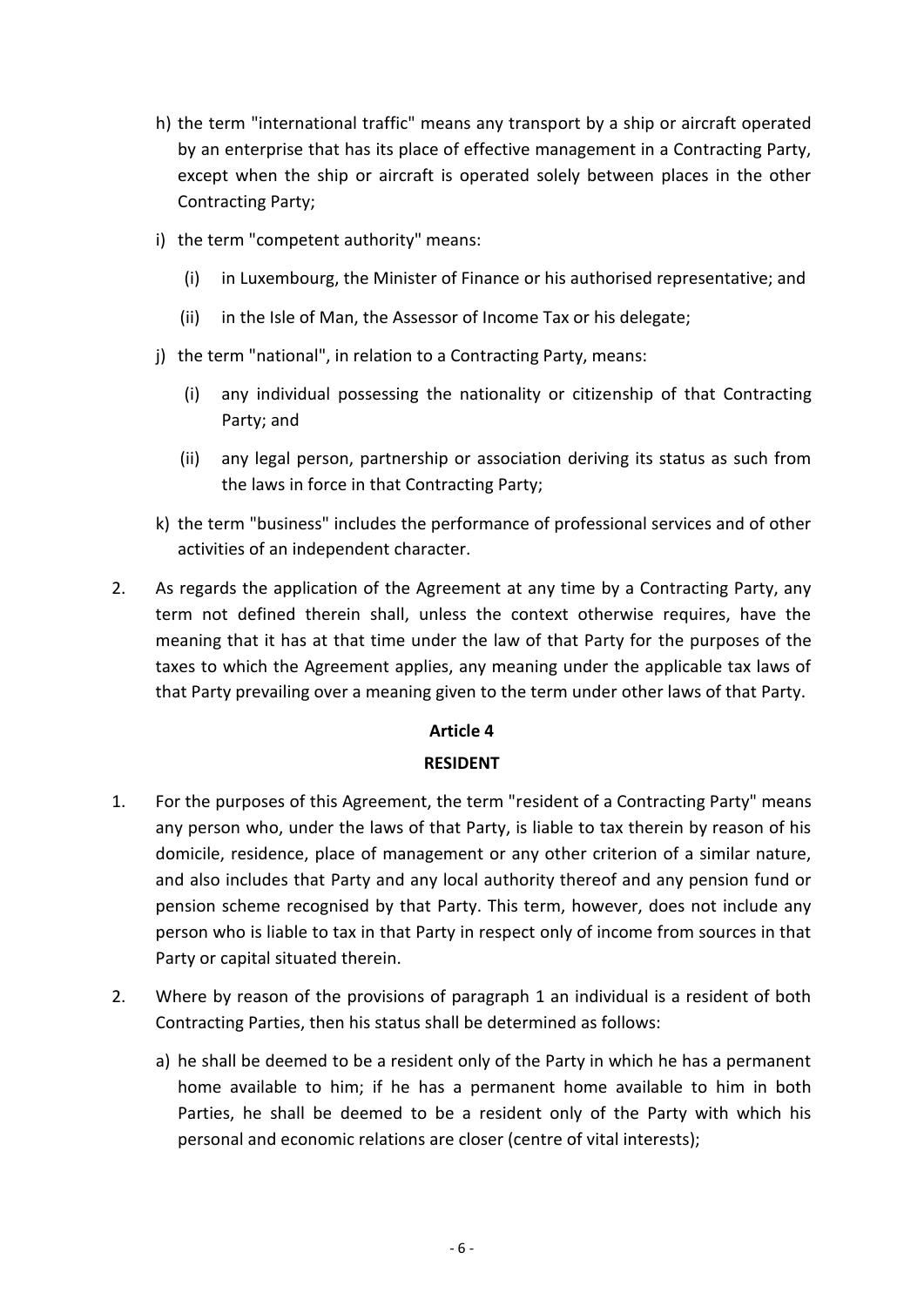h) the term "international traffic" means any transport by a ship or aircraft operated by an enterprise that has its place of effective management in a Contracting Party, except when the ship or aircraft is operated solely between places in the other Contracting Party;

i) the term "competent authority" means:

   (i) in Luxembourg, the Minister of Finance or his authorised representative; and

   (ii) in the Isle of Man, the Assessor of Income Tax or his delegate;

j) the term "national", in relation to a Contracting Party, means:

   (i) any individual possessing the nationality or citizenship of that Contracting Party; and

   (ii) any legal person, partnership or association deriving its status as such from the laws in force in that Contracting Party;

k) the term "business" includes the performance of professional services and of other activities of an independent character.

2. As regards the application of the Agreement at any time by a Contracting Party, any term not defined therein shall, unless the context otherwise requires, have the meaning that it has at that time under the law of that Party for the purposes of the taxes to which the Agreement applies, any meaning under the applicable tax laws of that Party prevailing over a meaning given to the term under other laws of that Party.

## Article 4

## RESIDENT

1. For the purposes of this Agreement, the term "resident of a Contracting Party" means any person who, under the laws of that Party, is liable to tax therein by reason of his domicile, residence, place of management or any other criterion of a similar nature, and also includes that Party and any local authority thereof and any pension fund or pension scheme recognised by that Party. This term, however, does not include any person who is liable to tax in that Party in respect only of income from sources in that Party or capital situated therein.

2. Where by reason of the provisions of paragraph 1 an individual is a resident of both Contracting Parties, then his status shall be determined as follows:

   a) he shall be deemed to be a resident only of the Party in which he has a permanent home available to him; if he has a permanent home available to him in both Parties, he shall be deemed to be a resident only of the Party with which his personal and economic relations are closer (centre of vital interests);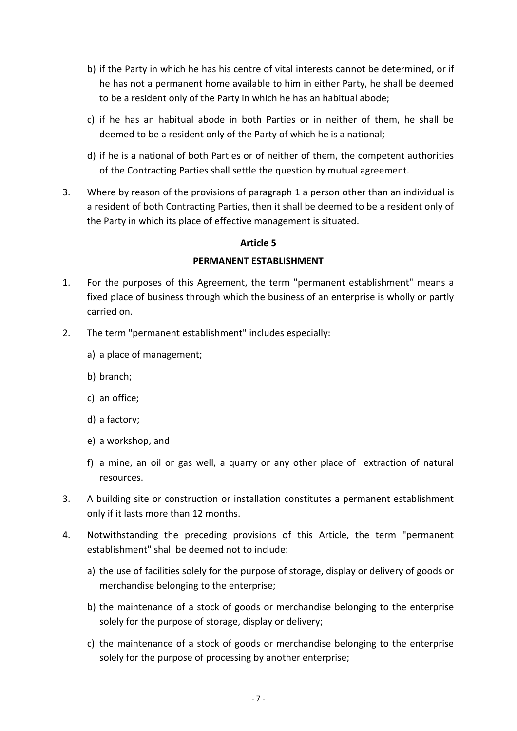b) if the Party in which he has his centre of vital interests cannot be determined, or if he has not a permanent home available to him in either Party, he shall be deemed to be a resident only of the Party in which he has an habitual abode;

c) if he has an habitual abode in both Parties or in neither of them, he shall be deemed to be a resident only of the Party of which he is a national;

d) if he is a national of both Parties or of neither of them, the competent authorities of the Contracting Parties shall settle the question by mutual agreement.

3. Where by reason of the provisions of paragraph 1 a person other than an individual is a resident of both Contracting Parties, then it shall be deemed to be a resident only of the Party in which its place of effective management is situated.

**Article 5**

**PERMANENT ESTABLISHMENT**

1. For the purposes of this Agreement, the term "permanent establishment" means a fixed place of business through which the business of an enterprise is wholly or partly carried on.

2. The term "permanent establishment" includes especially:

   a) a place of management;

   b) branch;

   c) an office;

   d) a factory;

   e) a workshop, and

   f) a mine, an oil or gas well, a quarry or any other place of extraction of natural resources.

3. A building site or construction or installation constitutes a permanent establishment only if it lasts more than 12 months.

4. Notwithstanding the preceding provisions of this Article, the term "permanent establishment" shall be deemed not to include:

   a) the use of facilities solely for the purpose of storage, display or delivery of goods or merchandise belonging to the enterprise;

   b) the maintenance of a stock of goods or merchandise belonging to the enterprise solely for the purpose of storage, display or delivery;

   c) the maintenance of a stock of goods or merchandise belonging to the enterprise solely for the purpose of processing by another enterprise;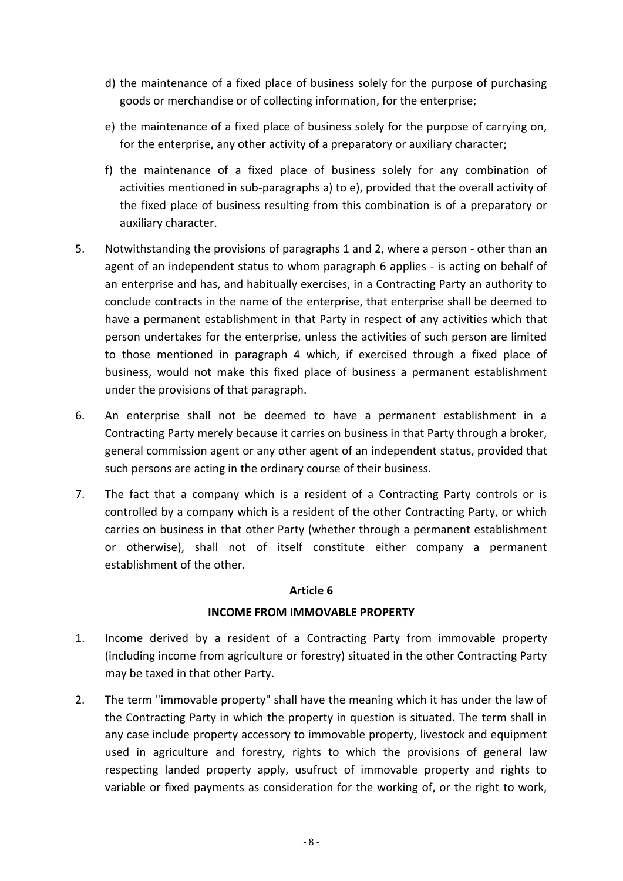d) the maintenance of a fixed place of business solely for the purpose of purchasing goods or merchandise or of collecting information, for the enterprise;

e) the maintenance of a fixed place of business solely for the purpose of carrying on, for the enterprise, any other activity of a preparatory or auxiliary character;

f) the maintenance of a fixed place of business solely for any combination of activities mentioned in sub-paragraphs a) to e), provided that the overall activity of the fixed place of business resulting from this combination is of a preparatory or auxiliary character.

5. Notwithstanding the provisions of paragraphs 1 and 2, where a person - other than an agent of an independent status to whom paragraph 6 applies - is acting on behalf of an enterprise and has, and habitually exercises, in a Contracting Party an authority to conclude contracts in the name of the enterprise, that enterprise shall be deemed to have a permanent establishment in that Party in respect of any activities which that person undertakes for the enterprise, unless the activities of such person are limited to those mentioned in paragraph 4 which, if exercised through a fixed place of business, would not make this fixed place of business a permanent establishment under the provisions of that paragraph.

6. An enterprise shall not be deemed to have a permanent establishment in a Contracting Party merely because it carries on business in that Party through a broker, general commission agent or any other agent of an independent status, provided that such persons are acting in the ordinary course of their business.

7. The fact that a company which is a resident of a Contracting Party controls or is controlled by a company which is a resident of the other Contracting Party, or which carries on business in that other Party (whether through a permanent establishment or otherwise), shall not of itself constitute either company a permanent establishment of the other.

## Article 6

## INCOME FROM IMMOVABLE PROPERTY

1. Income derived by a resident of a Contracting Party from immovable property (including income from agriculture or forestry) situated in the other Contracting Party may be taxed in that other Party.

2. The term "immovable property" shall have the meaning which it has under the law of the Contracting Party in which the property in question is situated. The term shall in any case include property accessory to immovable property, livestock and equipment used in agriculture and forestry, rights to which the provisions of general law respecting landed property apply, usufruct of immovable property and rights to variable or fixed payments as consideration for the working of, or the right to work,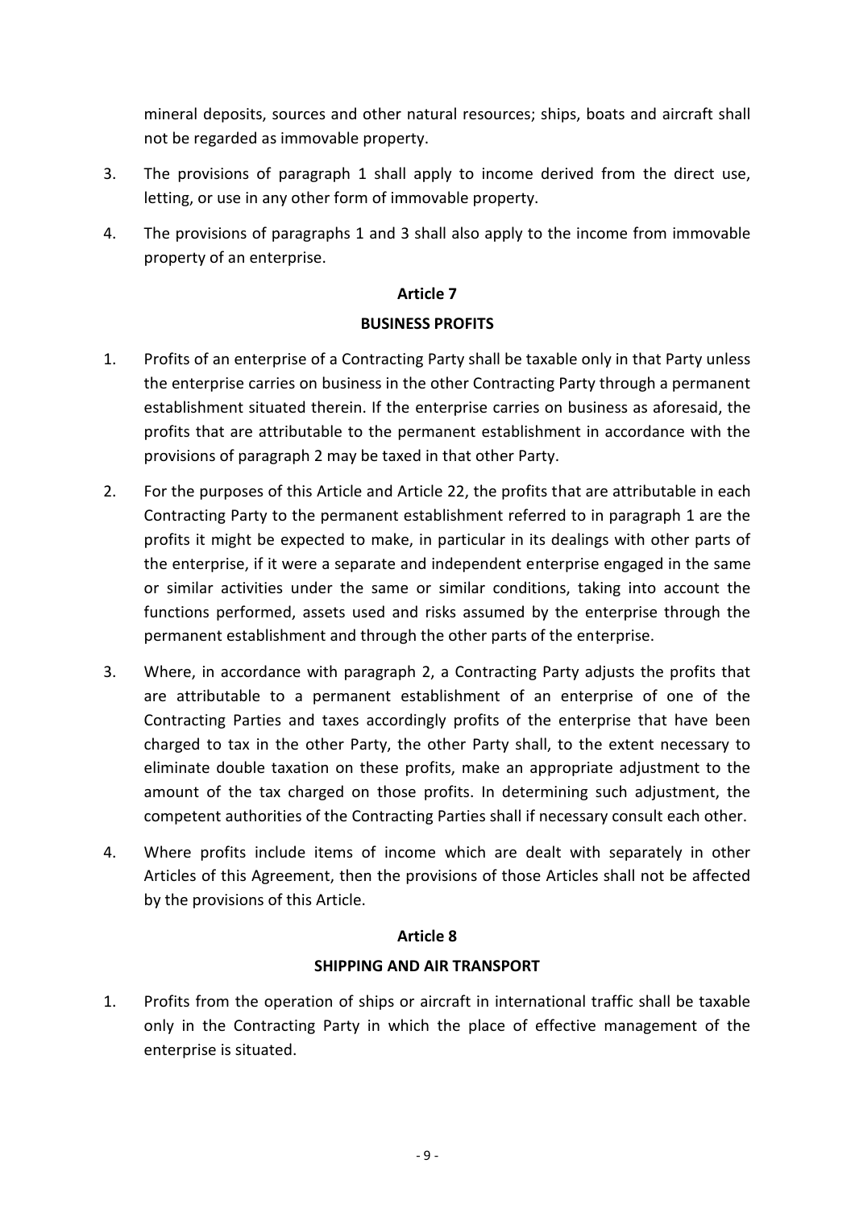mineral deposits, sources and other natural resources; ships, boats and aircraft shall not be regarded as immovable property.

3. The provisions of paragraph 1 shall apply to income derived from the direct use, letting, or use in any other form of immovable property.

4. The provisions of paragraphs 1 and 3 shall also apply to the income from immovable property of an enterprise.

## Article 7

## BUSINESS PROFITS

1. Profits of an enterprise of a Contracting Party shall be taxable only in that Party unless the enterprise carries on business in the other Contracting Party through a permanent establishment situated therein. If the enterprise carries on business as aforesaid, the profits that are attributable to the permanent establishment in accordance with the provisions of paragraph 2 may be taxed in that other Party.

2. For the purposes of this Article and Article 22, the profits that are attributable in each Contracting Party to the permanent establishment referred to in paragraph 1 are the profits it might be expected to make, in particular in its dealings with other parts of the enterprise, if it were a separate and independent enterprise engaged in the same or similar activities under the same or similar conditions, taking into account the functions performed, assets used and risks assumed by the enterprise through the permanent establishment and through the other parts of the enterprise.

3. Where, in accordance with paragraph 2, a Contracting Party adjusts the profits that are attributable to a permanent establishment of an enterprise of one of the Contracting Parties and taxes accordingly profits of the enterprise that have been charged to tax in the other Party, the other Party shall, to the extent necessary to eliminate double taxation on these profits, make an appropriate adjustment to the amount of the tax charged on those profits. In determining such adjustment, the competent authorities of the Contracting Parties shall if necessary consult each other.

4. Where profits include items of income which are dealt with separately in other Articles of this Agreement, then the provisions of those Articles shall not be affected by the provisions of this Article.

## Article 8

## SHIPPING AND AIR TRANSPORT

1. Profits from the operation of ships or aircraft in international traffic shall be taxable only in the Contracting Party in which the place of effective management of the enterprise is situated.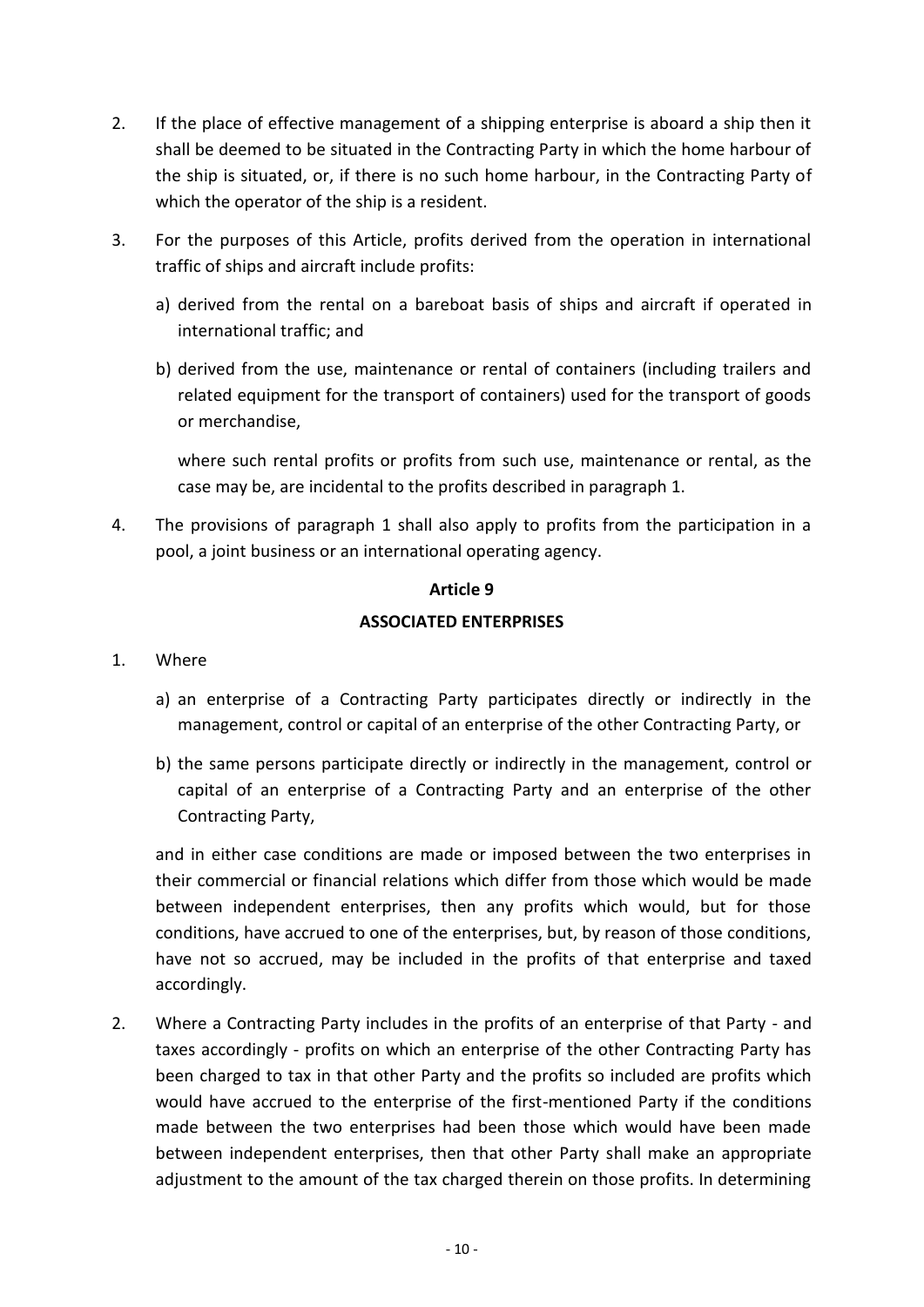2. If the place of effective management of a shipping enterprise is aboard a ship then it shall be deemed to be situated in the Contracting Party in which the home harbour of the ship is situated, or, if there is no such home harbour, in the Contracting Party of which the operator of the ship is a resident.

3. For the purposes of this Article, profits derived from the operation in international traffic of ships and aircraft include profits:

   a) derived from the rental on a bareboat basis of ships and aircraft if operated in international traffic; and

   b) derived from the use, maintenance or rental of containers (including trailers and related equipment for the transport of containers) used for the transport of goods or merchandise,

   where such rental profits or profits from such use, maintenance or rental, as the case may be, are incidental to the profits described in paragraph 1.

4. The provisions of paragraph 1 shall also apply to profits from the participation in a pool, a joint business or an international operating agency.

## Article 9

## ASSOCIATED ENTERPRISES

1. Where

   a) an enterprise of a Contracting Party participates directly or indirectly in the management, control or capital of an enterprise of the other Contracting Party, or

   b) the same persons participate directly or indirectly in the management, control or capital of an enterprise of a Contracting Party and an enterprise of the other Contracting Party,

   and in either case conditions are made or imposed between the two enterprises in their commercial or financial relations which differ from those which would be made between independent enterprises, then any profits which would, but for those conditions, have accrued to one of the enterprises, but, by reason of those conditions, have not so accrued, may be included in the profits of that enterprise and taxed accordingly.

2. Where a Contracting Party includes in the profits of an enterprise of that Party - and taxes accordingly - profits on which an enterprise of the other Contracting Party has been charged to tax in that other Party and the profits so included are profits which would have accrued to the enterprise of the first-mentioned Party if the conditions made between the two enterprises had been those which would have been made between independent enterprises, then that other Party shall make an appropriate adjustment to the amount of the tax charged therein on those profits. In determining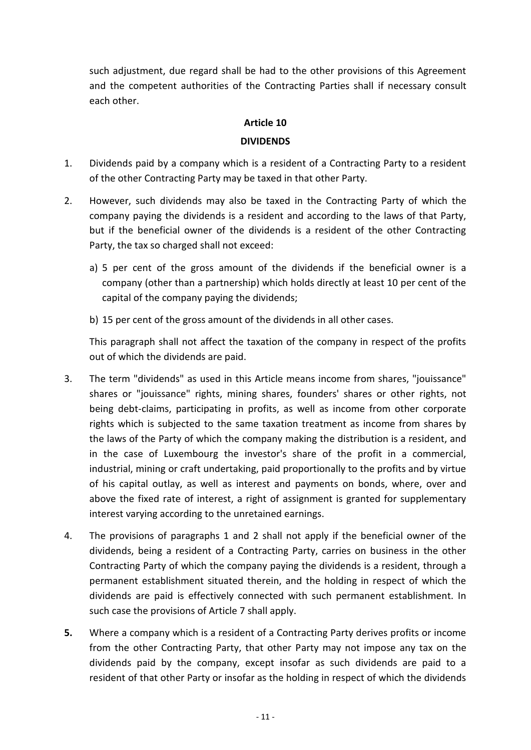such adjustment, due regard shall be had to the other provisions of this Agreement and the competent authorities of the Contracting Parties shall if necessary consult each other.

## Article 10

## DIVIDENDS

1. Dividends paid by a company which is a resident of a Contracting Party to a resident of the other Contracting Party may be taxed in that other Party.

2. However, such dividends may also be taxed in the Contracting Party of which the company paying the dividends is a resident and according to the laws of that Party, but if the beneficial owner of the dividends is a resident of the other Contracting Party, the tax so charged shall not exceed:

   a) 5 per cent of the gross amount of the dividends if the beneficial owner is a company (other than a partnership) which holds directly at least 10 per cent of the capital of the company paying the dividends;

   b) 15 per cent of the gross amount of the dividends in all other cases.

   This paragraph shall not affect the taxation of the company in respect of the profits out of which the dividends are paid.

3. The term "dividends" as used in this Article means income from shares, "jouissance" shares or "jouissance" rights, mining shares, founders' shares or other rights, not being debt-claims, participating in profits, as well as income from other corporate rights which is subjected to the same taxation treatment as income from shares by the laws of the Party of which the company making the distribution is a resident, and in the case of Luxembourg the investor's share of the profit in a commercial, industrial, mining or craft undertaking, paid proportionally to the profits and by virtue of his capital outlay, as well as interest and payments on bonds, where, over and above the fixed rate of interest, a right of assignment is granted for supplementary interest varying according to the unretained earnings.

4. The provisions of paragraphs 1 and 2 shall not apply if the beneficial owner of the dividends, being a resident of a Contracting Party, carries on business in the other Contracting Party of which the company paying the dividends is a resident, through a permanent establishment situated therein, and the holding in respect of which the dividends are paid is effectively connected with such permanent establishment. In such case the provisions of Article 7 shall apply.

5. Where a company which is a resident of a Contracting Party derives profits or income from the other Contracting Party, that other Party may not impose any tax on the dividends paid by the company, except insofar as such dividends are paid to a resident of that other Party or insofar as the holding in respect of which the dividends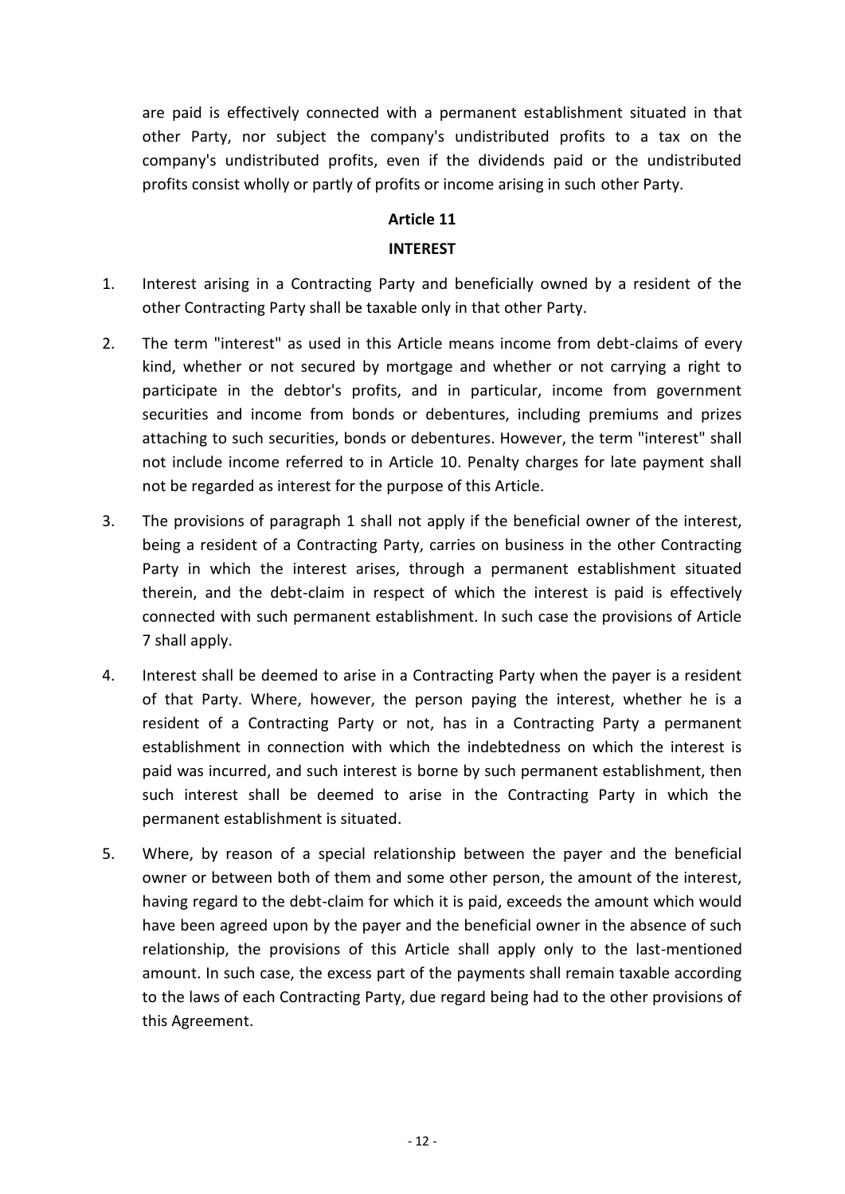are paid is effectively connected with a permanent establishment situated in that other Party, nor subject the company's undistributed profits to a tax on the company's undistributed profits, even if the dividends paid or the undistributed profits consist wholly or partly of profits or income arising in such other Party.

## Article 11

## INTEREST

1. Interest arising in a Contracting Party and beneficially owned by a resident of the other Contracting Party shall be taxable only in that other Party.

2. The term "interest" as used in this Article means income from debt-claims of every kind, whether or not secured by mortgage and whether or not carrying a right to participate in the debtor's profits, and in particular, income from government securities and income from bonds or debentures, including premiums and prizes attaching to such securities, bonds or debentures. However, the term "interest" shall not include income referred to in Article 10. Penalty charges for late payment shall not be regarded as interest for the purpose of this Article.

3. The provisions of paragraph 1 shall not apply if the beneficial owner of the interest, being a resident of a Contracting Party, carries on business in the other Contracting Party in which the interest arises, through a permanent establishment situated therein, and the debt-claim in respect of which the interest is paid is effectively connected with such permanent establishment. In such case the provisions of Article 7 shall apply.

4. Interest shall be deemed to arise in a Contracting Party when the payer is a resident of that Party. Where, however, the person paying the interest, whether he is a resident of a Contracting Party or not, has in a Contracting Party a permanent establishment in connection with which the indebtedness on which the interest is paid was incurred, and such interest is borne by such permanent establishment, then such interest shall be deemed to arise in the Contracting Party in which the permanent establishment is situated.

5. Where, by reason of a special relationship between the payer and the beneficial owner or between both of them and some other person, the amount of the interest, having regard to the debt-claim for which it is paid, exceeds the amount which would have been agreed upon by the payer and the beneficial owner in the absence of such relationship, the provisions of this Article shall apply only to the last-mentioned amount. In such case, the excess part of the payments shall remain taxable according to the laws of each Contracting Party, due regard being had to the other provisions of this Agreement.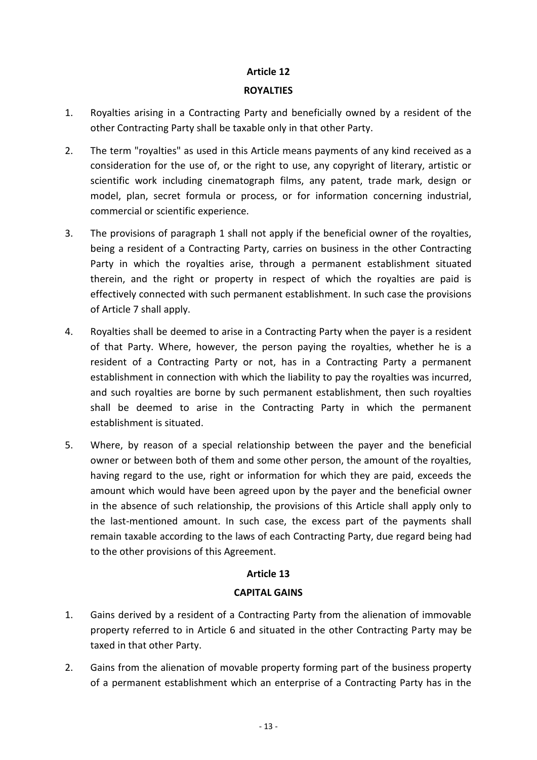## Article 12

## ROYALTIES

1. Royalties arising in a Contracting Party and beneficially owned by a resident of the other Contracting Party shall be taxable only in that other Party.

2. The term "royalties" as used in this Article means payments of any kind received as a consideration for the use of, or the right to use, any copyright of literary, artistic or scientific work including cinematograph films, any patent, trade mark, design or model, plan, secret formula or process, or for information concerning industrial, commercial or scientific experience.

3. The provisions of paragraph 1 shall not apply if the beneficial owner of the royalties, being a resident of a Contracting Party, carries on business in the other Contracting Party in which the royalties arise, through a permanent establishment situated therein, and the right or property in respect of which the royalties are paid is effectively connected with such permanent establishment. In such case the provisions of Article 7 shall apply.

4. Royalties shall be deemed to arise in a Contracting Party when the payer is a resident of that Party. Where, however, the person paying the royalties, whether he is a resident of a Contracting Party or not, has in a Contracting Party a permanent establishment in connection with which the liability to pay the royalties was incurred, and such royalties are borne by such permanent establishment, then such royalties shall be deemed to arise in the Contracting Party in which the permanent establishment is situated.

5. Where, by reason of a special relationship between the payer and the beneficial owner or between both of them and some other person, the amount of the royalties, having regard to the use, right or information for which they are paid, exceeds the amount which would have been agreed upon by the payer and the beneficial owner in the absence of such relationship, the provisions of this Article shall apply only to the last-mentioned amount. In such case, the excess part of the payments shall remain taxable according to the laws of each Contracting Party, due regard being had to the other provisions of this Agreement.

## Article 13

## CAPITAL GAINS

1. Gains derived by a resident of a Contracting Party from the alienation of immovable property referred to in Article 6 and situated in the other Contracting Party may be taxed in that other Party.

2. Gains from the alienation of movable property forming part of the business property of a permanent establishment which an enterprise of a Contracting Party has in the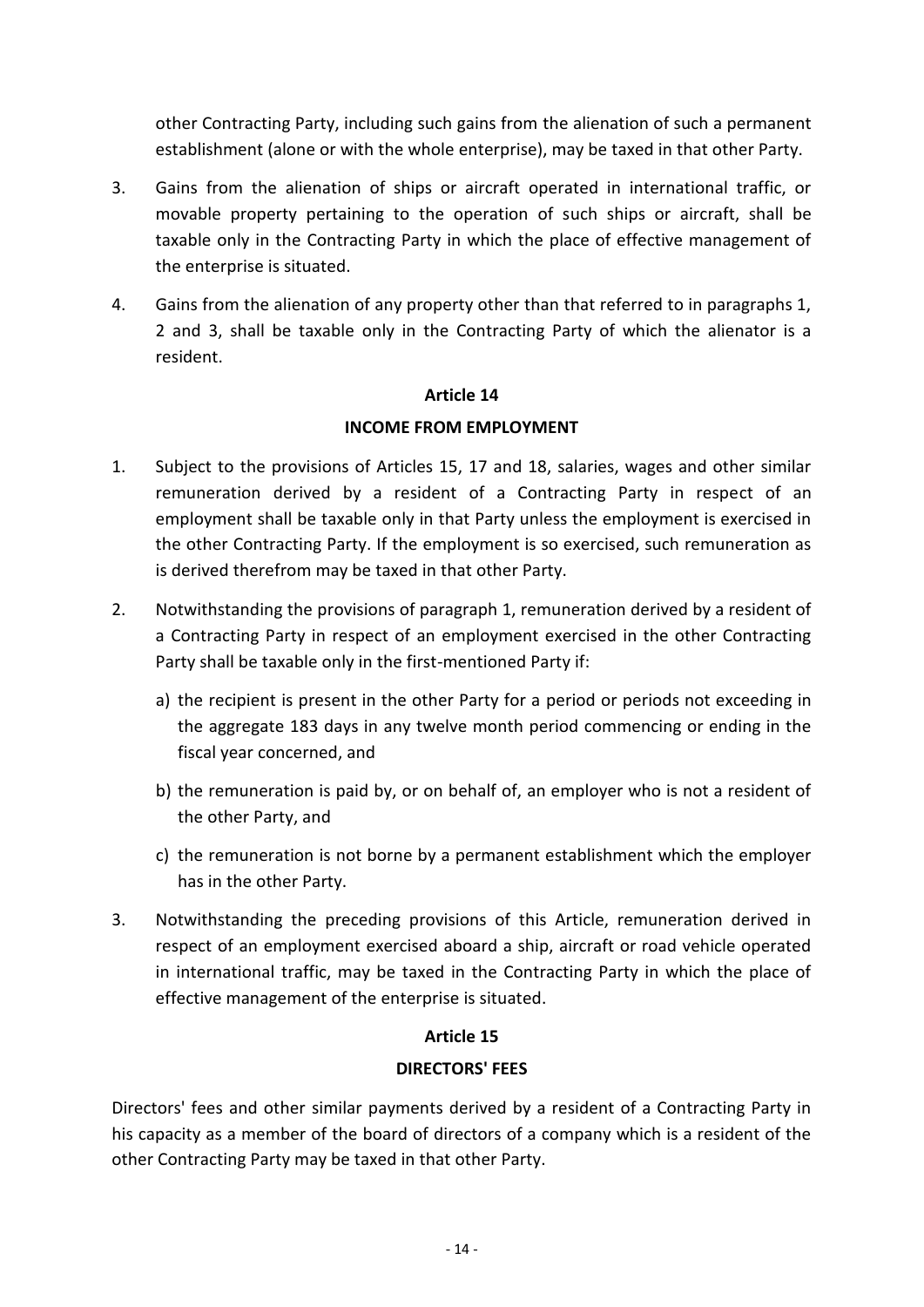other Contracting Party, including such gains from the alienation of such a permanent establishment (alone or with the whole enterprise), may be taxed in that other Party.

3. Gains from the alienation of ships or aircraft operated in international traffic, or movable property pertaining to the operation of such ships or aircraft, shall be taxable only in the Contracting Party in which the place of effective management of the enterprise is situated.

4. Gains from the alienation of any property other than that referred to in paragraphs 1, 2 and 3, shall be taxable only in the Contracting Party of which the alienator is a resident.

**Article 14**

**INCOME FROM EMPLOYMENT**

1. Subject to the provisions of Articles 15, 17 and 18, salaries, wages and other similar remuneration derived by a resident of a Contracting Party in respect of an employment shall be taxable only in that Party unless the employment is exercised in the other Contracting Party. If the employment is so exercised, such remuneration as is derived therefrom may be taxed in that other Party.

2. Notwithstanding the provisions of paragraph 1, remuneration derived by a resident of a Contracting Party in respect of an employment exercised in the other Contracting Party shall be taxable only in the first-mentioned Party if:

   a) the recipient is present in the other Party for a period or periods not exceeding in the aggregate 183 days in any twelve month period commencing or ending in the fiscal year concerned, and

   b) the remuneration is paid by, or on behalf of, an employer who is not a resident of the other Party, and

   c) the remuneration is not borne by a permanent establishment which the employer has in the other Party.

3. Notwithstanding the preceding provisions of this Article, remuneration derived in respect of an employment exercised aboard a ship, aircraft or road vehicle operated in international traffic, may be taxed in the Contracting Party in which the place of effective management of the enterprise is situated.

**Article 15**

**DIRECTORS' FEES**

Directors' fees and other similar payments derived by a resident of a Contracting Party in his capacity as a member of the board of directors of a company which is a resident of the other Contracting Party may be taxed in that other Party.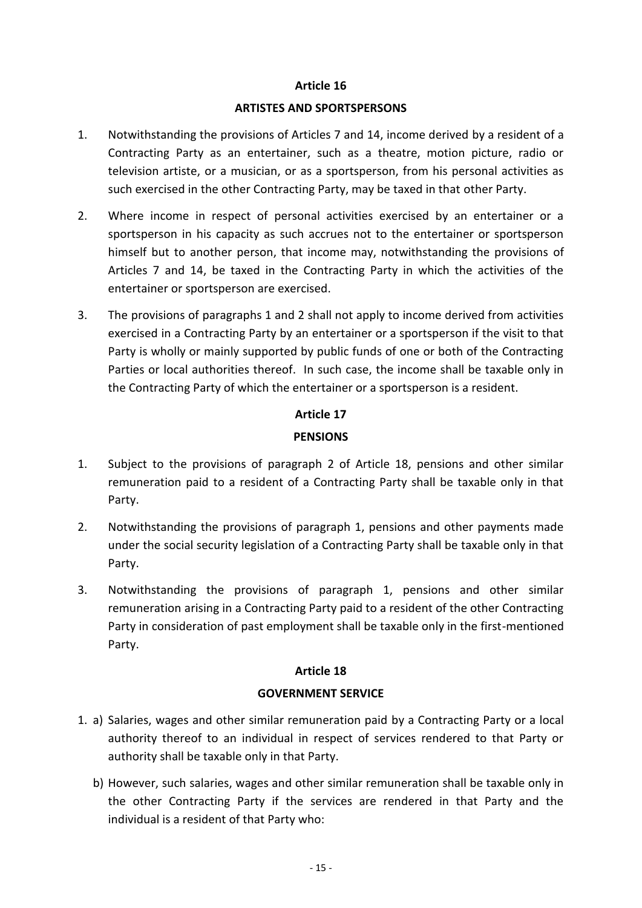## Article 16

## ARTISTES AND SPORTSPERSONS

1. Notwithstanding the provisions of Articles 7 and 14, income derived by a resident of a Contracting Party as an entertainer, such as a theatre, motion picture, radio or television artiste, or a musician, or as a sportsperson, from his personal activities as such exercised in the other Contracting Party, may be taxed in that other Party.

2. Where income in respect of personal activities exercised by an entertainer or a sportsperson in his capacity as such accrues not to the entertainer or sportsperson himself but to another person, that income may, notwithstanding the provisions of Articles 7 and 14, be taxed in the Contracting Party in which the activities of the entertainer or sportsperson are exercised.

3. The provisions of paragraphs 1 and 2 shall not apply to income derived from activities exercised in a Contracting Party by an entertainer or a sportsperson if the visit to that Party is wholly or mainly supported by public funds of one or both of the Contracting Parties or local authorities thereof. In such case, the income shall be taxable only in the Contracting Party of which the entertainer or a sportsperson is a resident.

## Article 17

## PENSIONS

1. Subject to the provisions of paragraph 2 of Article 18, pensions and other similar remuneration paid to a resident of a Contracting Party shall be taxable only in that Party.

2. Notwithstanding the provisions of paragraph 1, pensions and other payments made under the social security legislation of a Contracting Party shall be taxable only in that Party.

3. Notwithstanding the provisions of paragraph 1, pensions and other similar remuneration arising in a Contracting Party paid to a resident of the other Contracting Party in consideration of past employment shall be taxable only in the first-mentioned Party.

## Article 18

## GOVERNMENT SERVICE

1. a) Salaries, wages and other similar remuneration paid by a Contracting Party or a local authority thereof to an individual in respect of services rendered to that Party or authority shall be taxable only in that Party.

   b) However, such salaries, wages and other similar remuneration shall be taxable only in the other Contracting Party if the services are rendered in that Party and the individual is a resident of that Party who: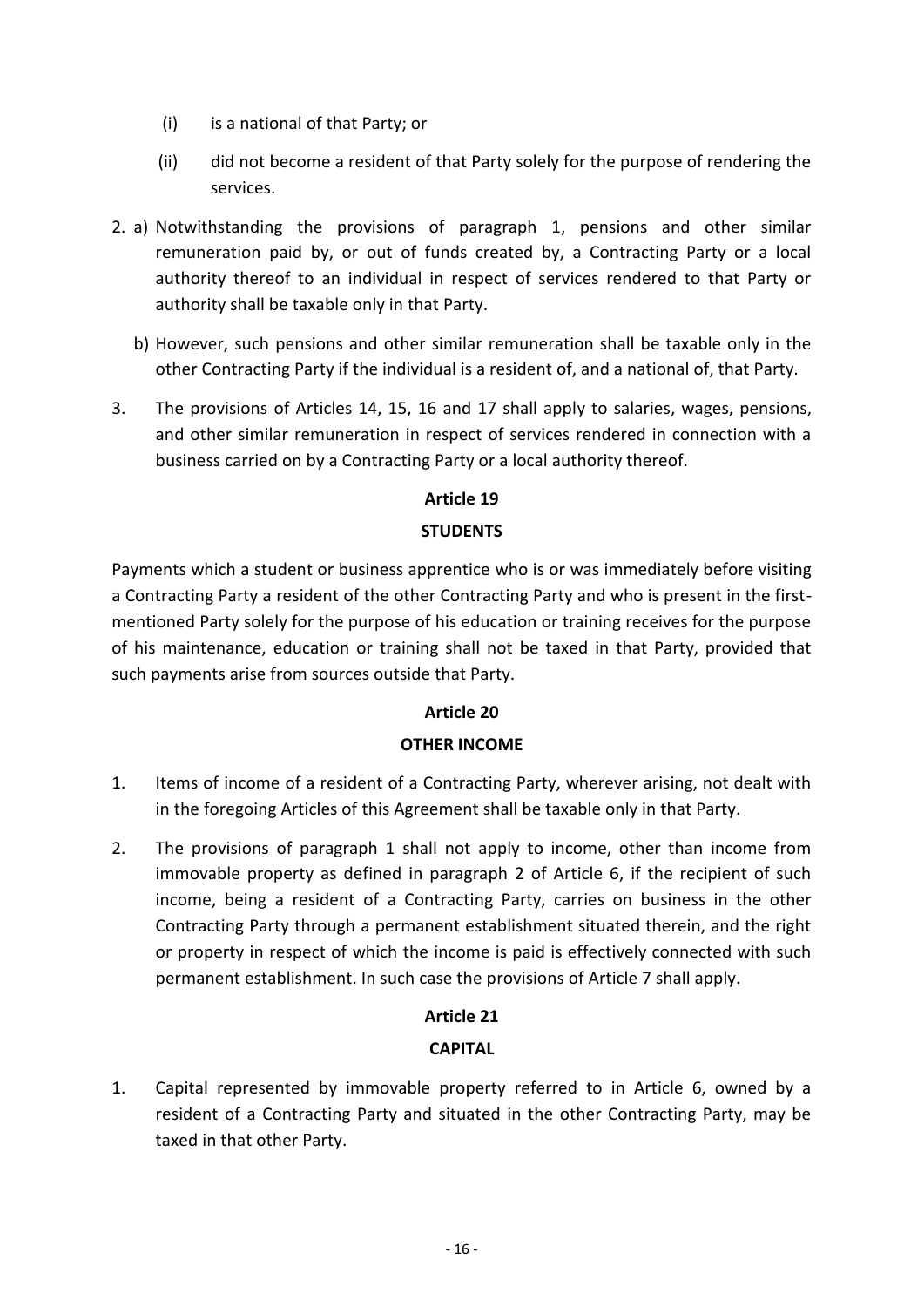(i) is a national of that Party; or

(ii) did not become a resident of that Party solely for the purpose of rendering the services.

2. a) Notwithstanding the provisions of paragraph 1, pensions and other similar remuneration paid by, or out of funds created by, a Contracting Party or a local authority thereof to an individual in respect of services rendered to that Party or authority shall be taxable only in that Party.

   b) However, such pensions and other similar remuneration shall be taxable only in the other Contracting Party if the individual is a resident of, and a national of, that Party.

3. The provisions of Articles 14, 15, 16 and 17 shall apply to salaries, wages, pensions, and other similar remuneration in respect of services rendered in connection with a business carried on by a Contracting Party or a local authority thereof.

## Article 19

## STUDENTS

Payments which a student or business apprentice who is or was immediately before visiting a Contracting Party a resident of the other Contracting Party and who is present in the first-mentioned Party solely for the purpose of his education or training receives for the purpose of his maintenance, education or training shall not be taxed in that Party, provided that such payments arise from sources outside that Party.

## Article 20

## OTHER INCOME

1. Items of income of a resident of a Contracting Party, wherever arising, not dealt with in the foregoing Articles of this Agreement shall be taxable only in that Party.

2. The provisions of paragraph 1 shall not apply to income, other than income from immovable property as defined in paragraph 2 of Article 6, if the recipient of such income, being a resident of a Contracting Party, carries on business in the other Contracting Party through a permanent establishment situated therein, and the right or property in respect of which the income is paid is effectively connected with such permanent establishment. In such case the provisions of Article 7 shall apply.

## Article 21

## CAPITAL

1. Capital represented by immovable property referred to in Article 6, owned by a resident of a Contracting Party and situated in the other Contracting Party, may be taxed in that other Party.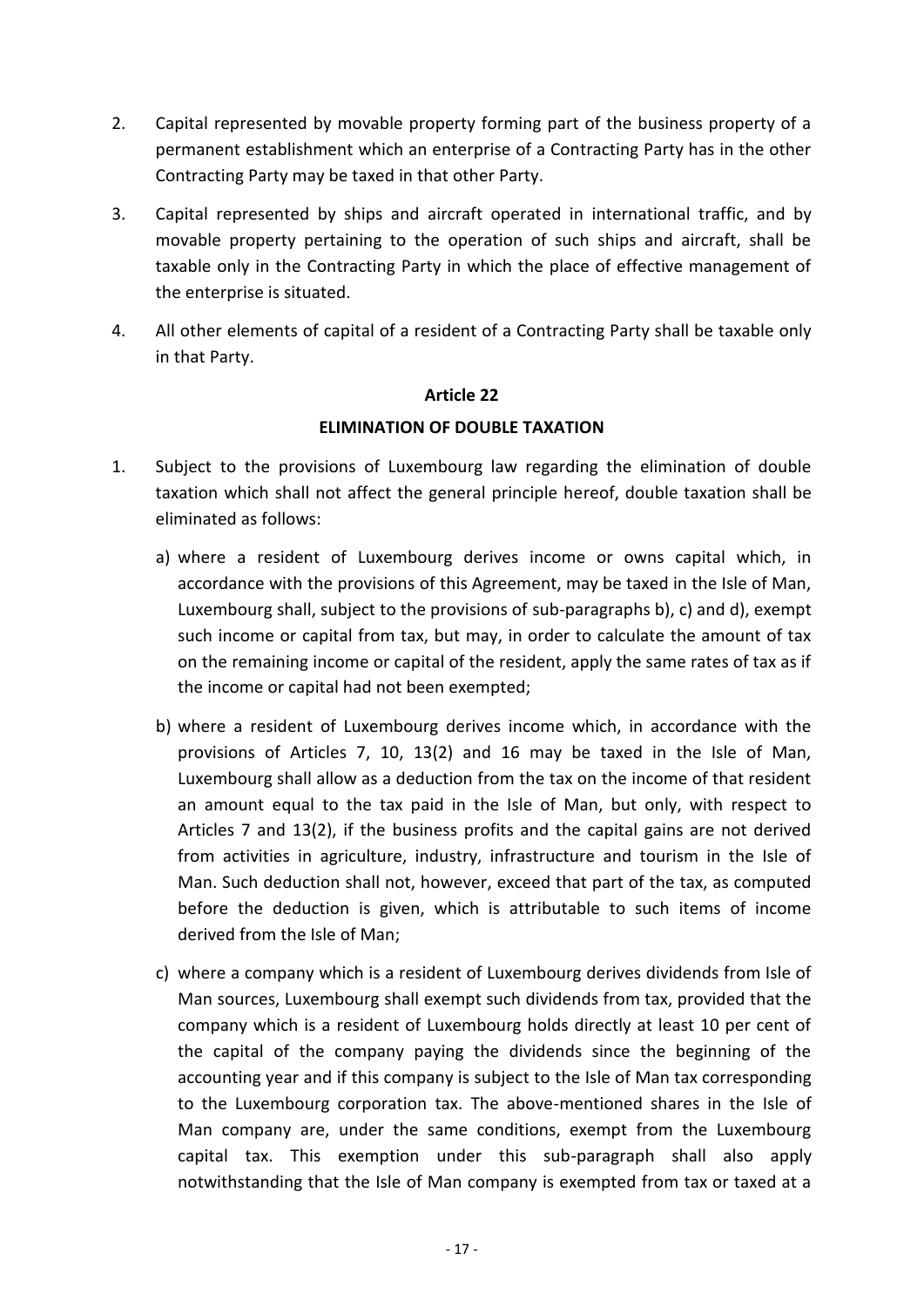2. Capital represented by movable property forming part of the business property of a permanent establishment which an enterprise of a Contracting Party has in the other Contracting Party may be taxed in that other Party.

3. Capital represented by ships and aircraft operated in international traffic, and by movable property pertaining to the operation of such ships and aircraft, shall be taxable only in the Contracting Party in which the place of effective management of the enterprise is situated.

4. All other elements of capital of a resident of a Contracting Party shall be taxable only in that Party.

**Article 22**

**ELIMINATION OF DOUBLE TAXATION**

1. Subject to the provisions of Luxembourg law regarding the elimination of double taxation which shall not affect the general principle hereof, double taxation shall be eliminated as follows:

   a) where a resident of Luxembourg derives income or owns capital which, in accordance with the provisions of this Agreement, may be taxed in the Isle of Man, Luxembourg shall, subject to the provisions of sub-paragraphs b), c) and d), exempt such income or capital from tax, but may, in order to calculate the amount of tax on the remaining income or capital of the resident, apply the same rates of tax as if the income or capital had not been exempted;

   b) where a resident of Luxembourg derives income which, in accordance with the provisions of Articles 7, 10, 13(2) and 16 may be taxed in the Isle of Man, Luxembourg shall allow as a deduction from the tax on the income of that resident an amount equal to the tax paid in the Isle of Man, but only, with respect to Articles 7 and 13(2), if the business profits and the capital gains are not derived from activities in agriculture, industry, infrastructure and tourism in the Isle of Man. Such deduction shall not, however, exceed that part of the tax, as computed before the deduction is given, which is attributable to such items of income derived from the Isle of Man;

   c) where a company which is a resident of Luxembourg derives dividends from Isle of Man sources, Luxembourg shall exempt such dividends from tax, provided that the company which is a resident of Luxembourg holds directly at least 10 per cent of the capital of the company paying the dividends since the beginning of the accounting year and if this company is subject to the Isle of Man tax corresponding to the Luxembourg corporation tax. The above-mentioned shares in the Isle of Man company are, under the same conditions, exempt from the Luxembourg capital tax. This exemption under this sub-paragraph shall also apply notwithstanding that the Isle of Man company is exempted from tax or taxed at a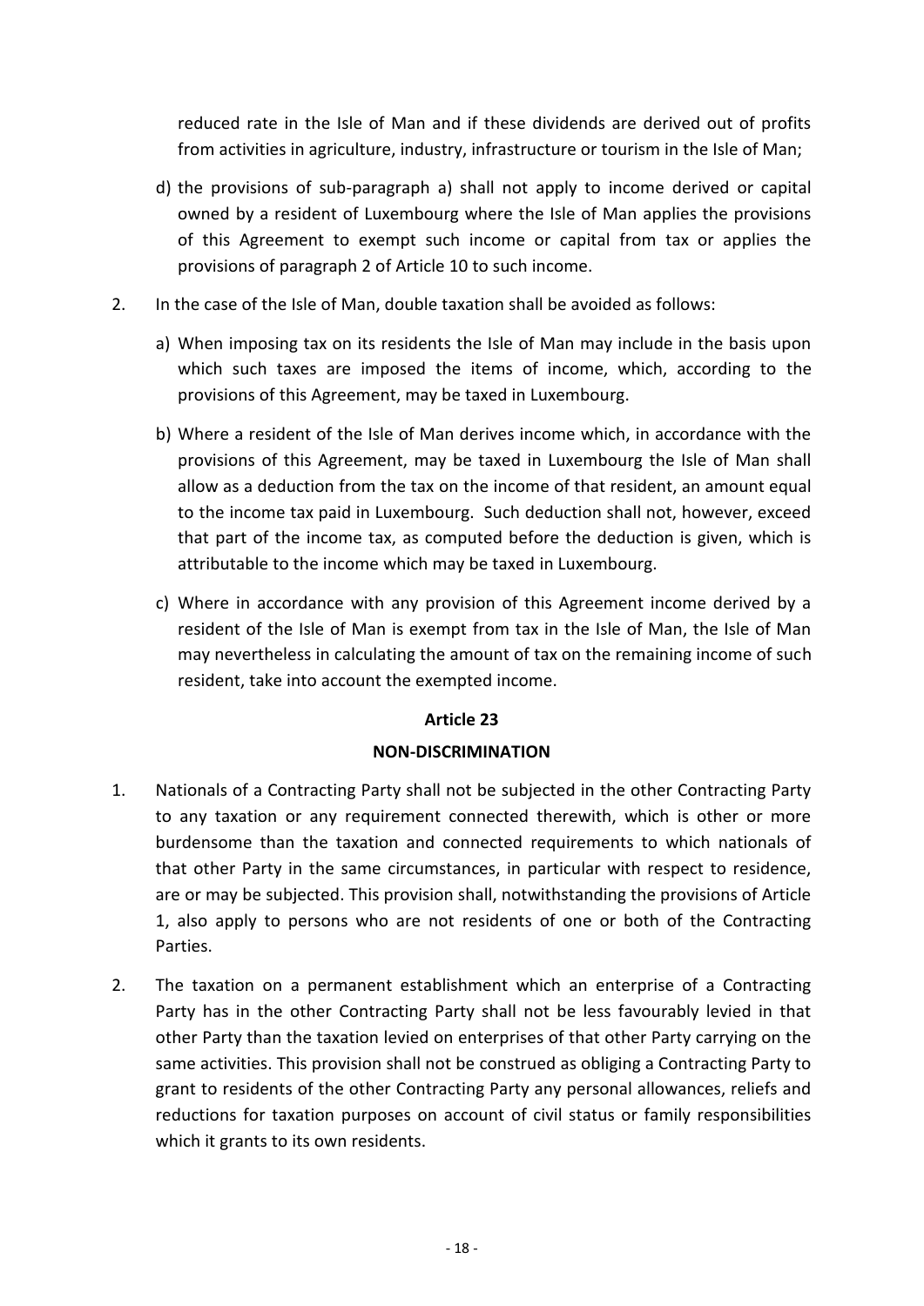reduced rate in the Isle of Man and if these dividends are derived out of profits from activities in agriculture, industry, infrastructure or tourism in the Isle of Man;

d) the provisions of sub-paragraph a) shall not apply to income derived or capital owned by a resident of Luxembourg where the Isle of Man applies the provisions of this Agreement to exempt such income or capital from tax or applies the provisions of paragraph 2 of Article 10 to such income.

2. In the case of the Isle of Man, double taxation shall be avoided as follows:

   a) When imposing tax on its residents the Isle of Man may include in the basis upon which such taxes are imposed the items of income, which, according to the provisions of this Agreement, may be taxed in Luxembourg.

   b) Where a resident of the Isle of Man derives income which, in accordance with the provisions of this Agreement, may be taxed in Luxembourg the Isle of Man shall allow as a deduction from the tax on the income of that resident, an amount equal to the income tax paid in Luxembourg. Such deduction shall not, however, exceed that part of the income tax, as computed before the deduction is given, which is attributable to the income which may be taxed in Luxembourg.

   c) Where in accordance with any provision of this Agreement income derived by a resident of the Isle of Man is exempt from tax in the Isle of Man, the Isle of Man may nevertheless in calculating the amount of tax on the remaining income of such resident, take into account the exempted income.

## Article 23

## NON-DISCRIMINATION

1. Nationals of a Contracting Party shall not be subjected in the other Contracting Party to any taxation or any requirement connected therewith, which is other or more burdensome than the taxation and connected requirements to which nationals of that other Party in the same circumstances, in particular with respect to residence, are or may be subjected. This provision shall, notwithstanding the provisions of Article 1, also apply to persons who are not residents of one or both of the Contracting Parties.

2. The taxation on a permanent establishment which an enterprise of a Contracting Party has in the other Contracting Party shall not be less favourably levied in that other Party than the taxation levied on enterprises of that other Party carrying on the same activities. This provision shall not be construed as obliging a Contracting Party to grant to residents of the other Contracting Party any personal allowances, reliefs and reductions for taxation purposes on account of civil status or family responsibilities which it grants to its own residents.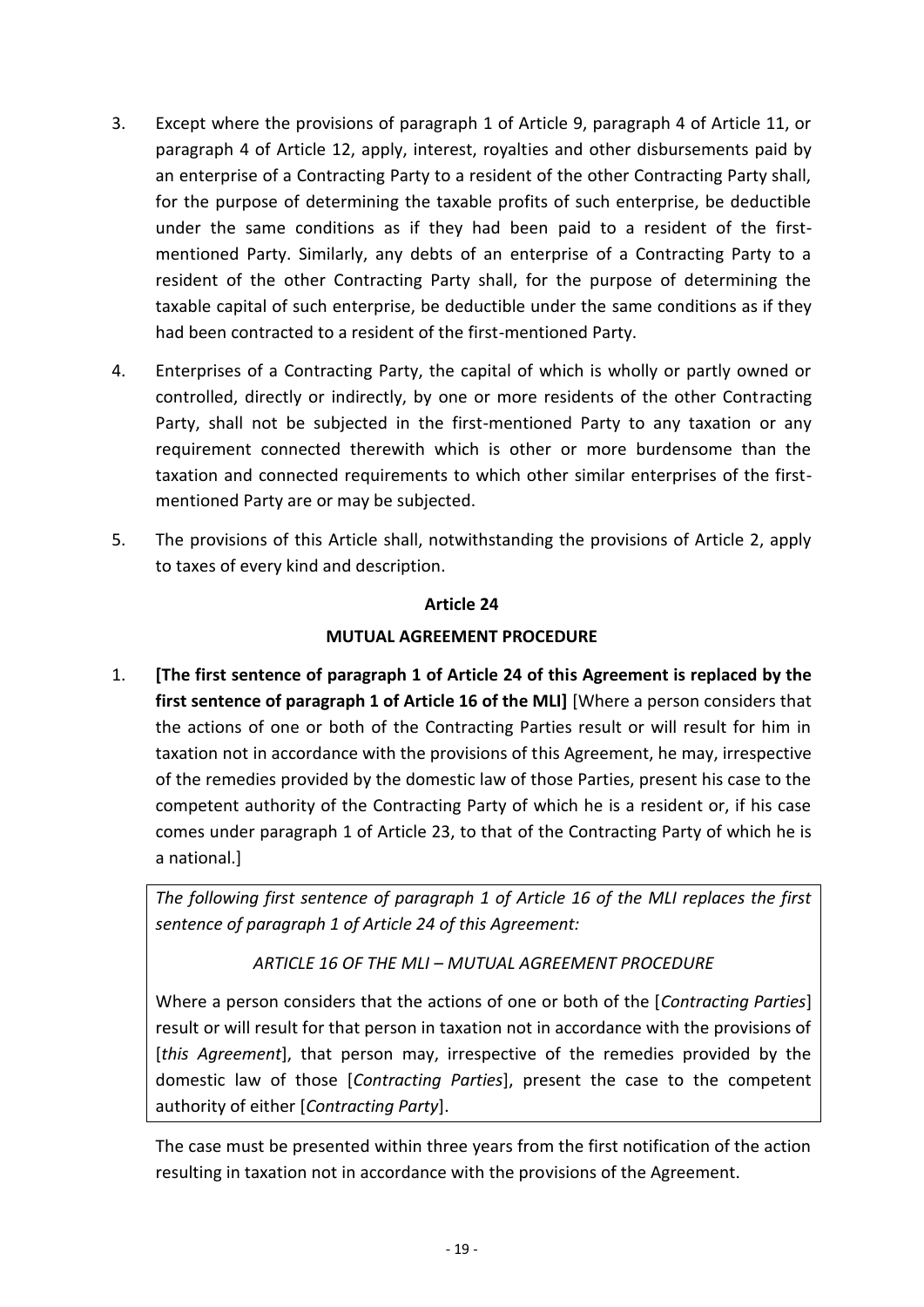3. Except where the provisions of paragraph 1 of Article 9, paragraph 4 of Article 11, or paragraph 4 of Article 12, apply, interest, royalties and other disbursements paid by an enterprise of a Contracting Party to a resident of the other Contracting Party shall, for the purpose of determining the taxable profits of such enterprise, be deductible under the same conditions as if they had been paid to a resident of the first-mentioned Party. Similarly, any debts of an enterprise of a Contracting Party to a resident of the other Contracting Party shall, for the purpose of determining the taxable capital of such enterprise, be deductible under the same conditions as if they had been contracted to a resident of the first-mentioned Party.

4. Enterprises of a Contracting Party, the capital of which is wholly or partly owned or controlled, directly or indirectly, by one or more residents of the other Contracting Party, shall not be subjected in the first-mentioned Party to any taxation or any requirement connected therewith which is other or more burdensome than the taxation and connected requirements to which other similar enterprises of the first-mentioned Party are or may be subjected.

5. The provisions of this Article shall, notwithstanding the provisions of Article 2, apply to taxes of every kind and description.

### Article 24

### MUTUAL AGREEMENT PROCEDURE

1. **[The first sentence of paragraph 1 of Article 24 of this Agreement is replaced by the first sentence of paragraph 1 of Article 16 of the MLI]** [Where a person considers that the actions of one or both of the Contracting Parties result or will result for him in taxation not in accordance with the provisions of this Agreement, he may, irrespective of the remedies provided by the domestic law of those Parties, present his case to the competent authority of the Contracting Party of which he is a resident or, if his case comes under paragraph 1 of Article 23, to that of the Contracting Party of which he is a national.]

*The following first sentence of paragraph 1 of Article 16 of the MLI replaces the first sentence of paragraph 1 of Article 24 of this Agreement:*

*ARTICLE 16 OF THE MLI – MUTUAL AGREEMENT PROCEDURE*

Where a person considers that the actions of one or both of the [*Contracting Parties*] result or will result for that person in taxation not in accordance with the provisions of [*this Agreement*], that person may, irrespective of the remedies provided by the domestic law of those [*Contracting Parties*], present the case to the competent authority of either [*Contracting Party*].

The case must be presented within three years from the first notification of the action resulting in taxation not in accordance with the provisions of the Agreement.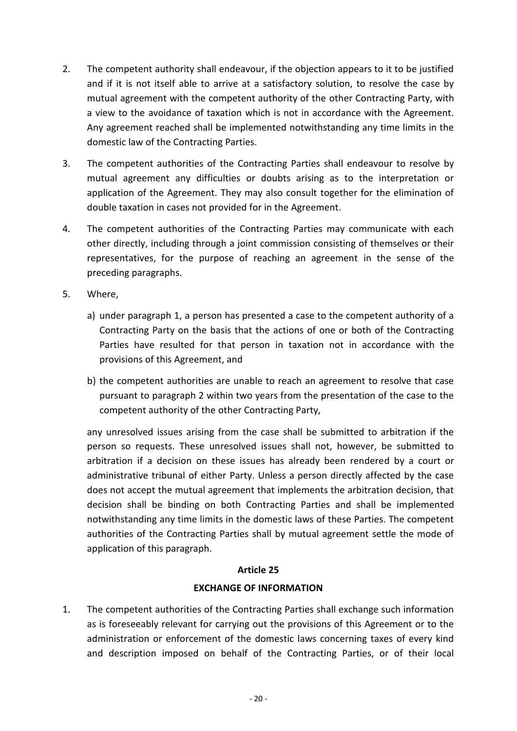2. The competent authority shall endeavour, if the objection appears to it to be justified and if it is not itself able to arrive at a satisfactory solution, to resolve the case by mutual agreement with the competent authority of the other Contracting Party, with a view to the avoidance of taxation which is not in accordance with the Agreement. Any agreement reached shall be implemented notwithstanding any time limits in the domestic law of the Contracting Parties.

3. The competent authorities of the Contracting Parties shall endeavour to resolve by mutual agreement any difficulties or doubts arising as to the interpretation or application of the Agreement. They may also consult together for the elimination of double taxation in cases not provided for in the Agreement.

4. The competent authorities of the Contracting Parties may communicate with each other directly, including through a joint commission consisting of themselves or their representatives, for the purpose of reaching an agreement in the sense of the preceding paragraphs.

5. Where,

   a) under paragraph 1, a person has presented a case to the competent authority of a Contracting Party on the basis that the actions of one or both of the Contracting Parties have resulted for that person in taxation not in accordance with the provisions of this Agreement, and

   b) the competent authorities are unable to reach an agreement to resolve that case pursuant to paragraph 2 within two years from the presentation of the case to the competent authority of the other Contracting Party,

   any unresolved issues arising from the case shall be submitted to arbitration if the person so requests. These unresolved issues shall not, however, be submitted to arbitration if a decision on these issues has already been rendered by a court or administrative tribunal of either Party. Unless a person directly affected by the case does not accept the mutual agreement that implements the arbitration decision, that decision shall be binding on both Contracting Parties and shall be implemented notwithstanding any time limits in the domestic laws of these Parties. The competent authorities of the Contracting Parties shall by mutual agreement settle the mode of application of this paragraph.

## Article 25

## EXCHANGE OF INFORMATION

1. The competent authorities of the Contracting Parties shall exchange such information as is foreseeably relevant for carrying out the provisions of this Agreement or to the administration or enforcement of the domestic laws concerning taxes of every kind and description imposed on behalf of the Contracting Parties, or of their local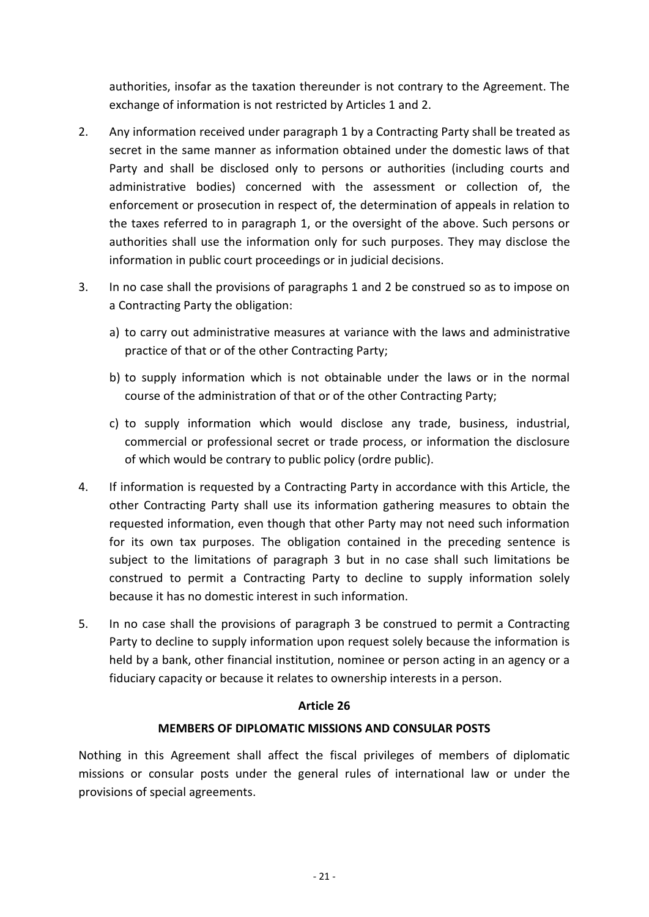authorities, insofar as the taxation thereunder is not contrary to the Agreement. The exchange of information is not restricted by Articles 1 and 2.

2. Any information received under paragraph 1 by a Contracting Party shall be treated as secret in the same manner as information obtained under the domestic laws of that Party and shall be disclosed only to persons or authorities (including courts and administrative bodies) concerned with the assessment or collection of, the enforcement or prosecution in respect of, the determination of appeals in relation to the taxes referred to in paragraph 1, or the oversight of the above. Such persons or authorities shall use the information only for such purposes. They may disclose the information in public court proceedings or in judicial decisions.

3. In no case shall the provisions of paragraphs 1 and 2 be construed so as to impose on a Contracting Party the obligation:

   a) to carry out administrative measures at variance with the laws and administrative practice of that or of the other Contracting Party;

   b) to supply information which is not obtainable under the laws or in the normal course of the administration of that or of the other Contracting Party;

   c) to supply information which would disclose any trade, business, industrial, commercial or professional secret or trade process, or information the disclosure of which would be contrary to public policy (ordre public).

4. If information is requested by a Contracting Party in accordance with this Article, the other Contracting Party shall use its information gathering measures to obtain the requested information, even though that other Party may not need such information for its own tax purposes. The obligation contained in the preceding sentence is subject to the limitations of paragraph 3 but in no case shall such limitations be construed to permit a Contracting Party to decline to supply information solely because it has no domestic interest in such information.

5. In no case shall the provisions of paragraph 3 be construed to permit a Contracting Party to decline to supply information upon request solely because the information is held by a bank, other financial institution, nominee or person acting in an agency or a fiduciary capacity or because it relates to ownership interests in a person.

**Article 26**

**MEMBERS OF DIPLOMATIC MISSIONS AND CONSULAR POSTS**

Nothing in this Agreement shall affect the fiscal privileges of members of diplomatic missions or consular posts under the general rules of international law or under the provisions of special agreements.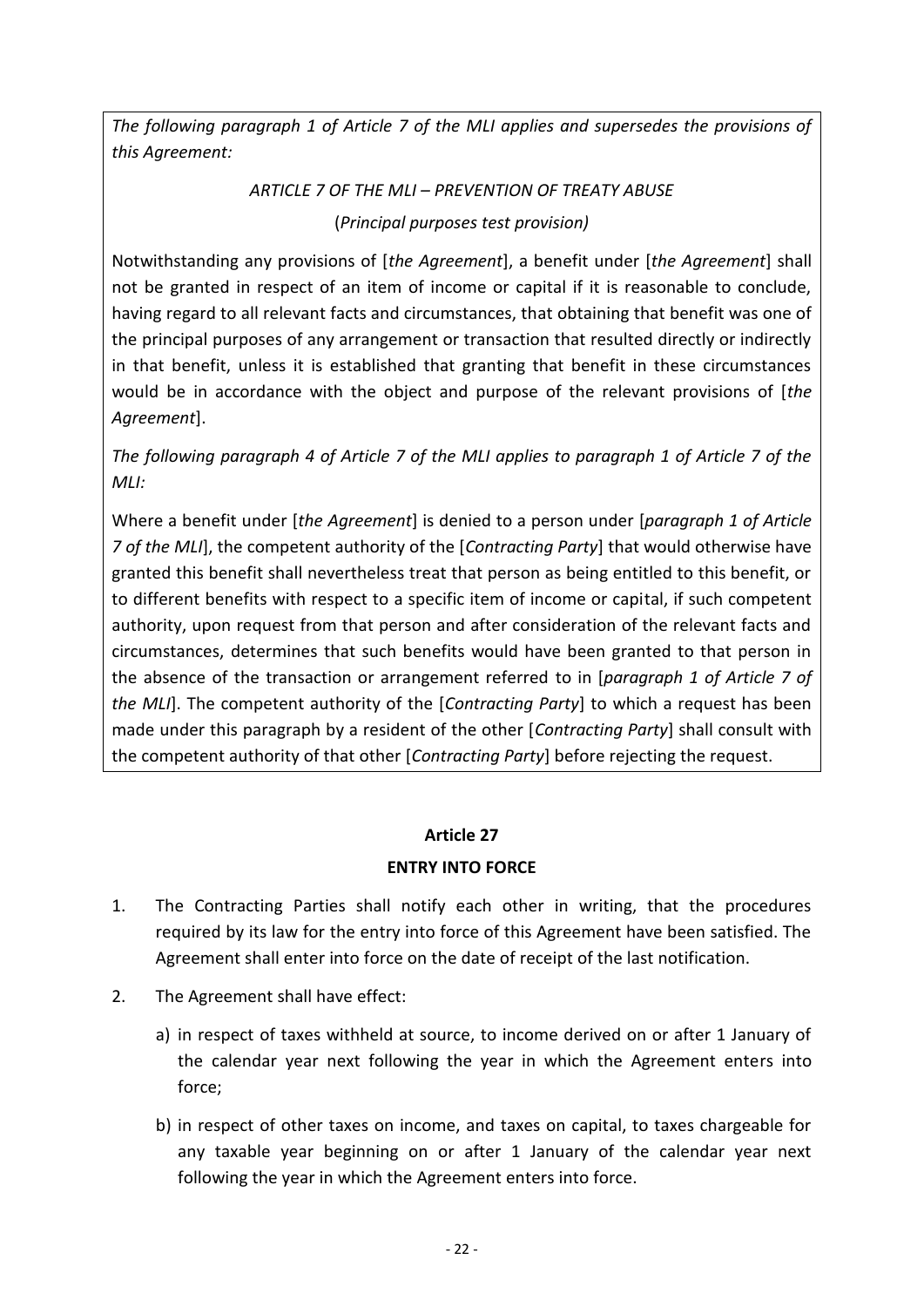*The following paragraph 1 of Article 7 of the MLI applies and supersedes the provisions of this Agreement:*

*ARTICLE 7 OF THE MLI – PREVENTION OF TREATY ABUSE*

(*Principal purposes test provision)*

Notwithstanding any provisions of [*the Agreement*], a benefit under [*the Agreement*] shall not be granted in respect of an item of income or capital if it is reasonable to conclude, having regard to all relevant facts and circumstances, that obtaining that benefit was one of the principal purposes of any arrangement or transaction that resulted directly or indirectly in that benefit, unless it is established that granting that benefit in these circumstances would be in accordance with the object and purpose of the relevant provisions of [*the Agreement*].

*The following paragraph 4 of Article 7 of the MLI applies to paragraph 1 of Article 7 of the MLI:*

Where a benefit under [*the Agreement*] is denied to a person under [*paragraph 1 of Article 7 of the MLI*], the competent authority of the [*Contracting Party*] that would otherwise have granted this benefit shall nevertheless treat that person as being entitled to this benefit, or to different benefits with respect to a specific item of income or capital, if such competent authority, upon request from that person and after consideration of the relevant facts and circumstances, determines that such benefits would have been granted to that person in the absence of the transaction or arrangement referred to in [*paragraph 1 of Article 7 of the MLI*]. The competent authority of the [*Contracting Party*] to which a request has been made under this paragraph by a resident of the other [*Contracting Party*] shall consult with the competent authority of that other [*Contracting Party*] before rejecting the request.

## Article 27

## ENTRY INTO FORCE

1. The Contracting Parties shall notify each other in writing, that the procedures required by its law for the entry into force of this Agreement have been satisfied. The Agreement shall enter into force on the date of receipt of the last notification.

2. The Agreement shall have effect:

   a) in respect of taxes withheld at source, to income derived on or after 1 January of the calendar year next following the year in which the Agreement enters into force;

   b) in respect of other taxes on income, and taxes on capital, to taxes chargeable for any taxable year beginning on or after 1 January of the calendar year next following the year in which the Agreement enters into force.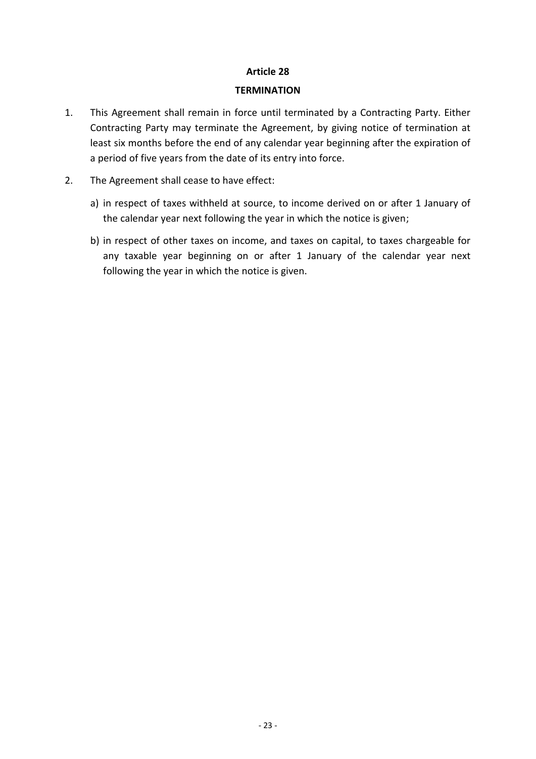## Article 28

## TERMINATION

1. This Agreement shall remain in force until terminated by a Contracting Party. Either Contracting Party may terminate the Agreement, by giving notice of termination at least six months before the end of any calendar year beginning after the expiration of a period of five years from the date of its entry into force.

2. The Agreement shall cease to have effect:

   a) in respect of taxes withheld at source, to income derived on or after 1 January of the calendar year next following the year in which the notice is given;

   b) in respect of other taxes on income, and taxes on capital, to taxes chargeable for any taxable year beginning on or after 1 January of the calendar year next following the year in which the notice is given.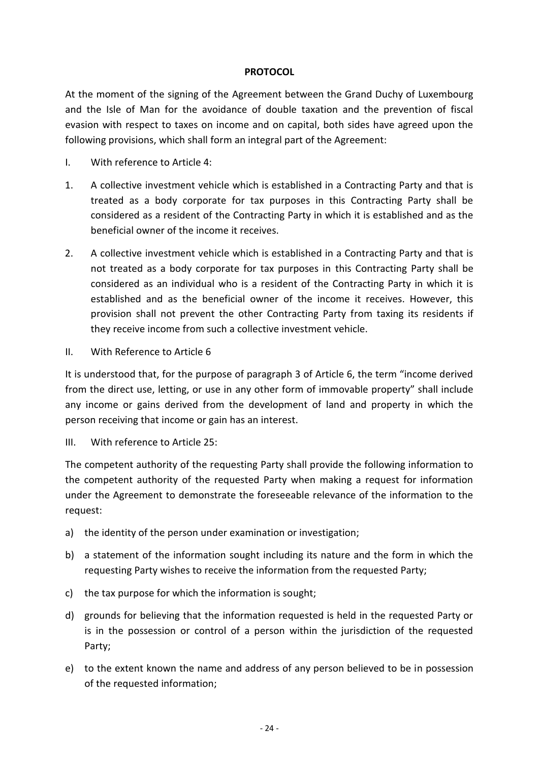**PROTOCOL**

At the moment of the signing of the Agreement between the Grand Duchy of Luxembourg and the Isle of Man for the avoidance of double taxation and the prevention of fiscal evasion with respect to taxes on income and on capital, both sides have agreed upon the following provisions, which shall form an integral part of the Agreement:

I. With reference to Article 4:

1. A collective investment vehicle which is established in a Contracting Party and that is treated as a body corporate for tax purposes in this Contracting Party shall be considered as a resident of the Contracting Party in which it is established and as the beneficial owner of the income it receives.

2. A collective investment vehicle which is established in a Contracting Party and that is not treated as a body corporate for tax purposes in this Contracting Party shall be considered as an individual who is a resident of the Contracting Party in which it is established and as the beneficial owner of the income it receives. However, this provision shall not prevent the other Contracting Party from taxing its residents if they receive income from such a collective investment vehicle.

II. With Reference to Article 6

It is understood that, for the purpose of paragraph 3 of Article 6, the term "income derived from the direct use, letting, or use in any other form of immovable property" shall include any income or gains derived from the development of land and property in which the person receiving that income or gain has an interest.

III. With reference to Article 25:

The competent authority of the requesting Party shall provide the following information to the competent authority of the requested Party when making a request for information under the Agreement to demonstrate the foreseeable relevance of the information to the request:

a) the identity of the person under examination or investigation;

b) a statement of the information sought including its nature and the form in which the requesting Party wishes to receive the information from the requested Party;

c) the tax purpose for which the information is sought;

d) grounds for believing that the information requested is held in the requested Party or is in the possession or control of a person within the jurisdiction of the requested Party;

e) to the extent known the name and address of any person believed to be in possession of the requested information;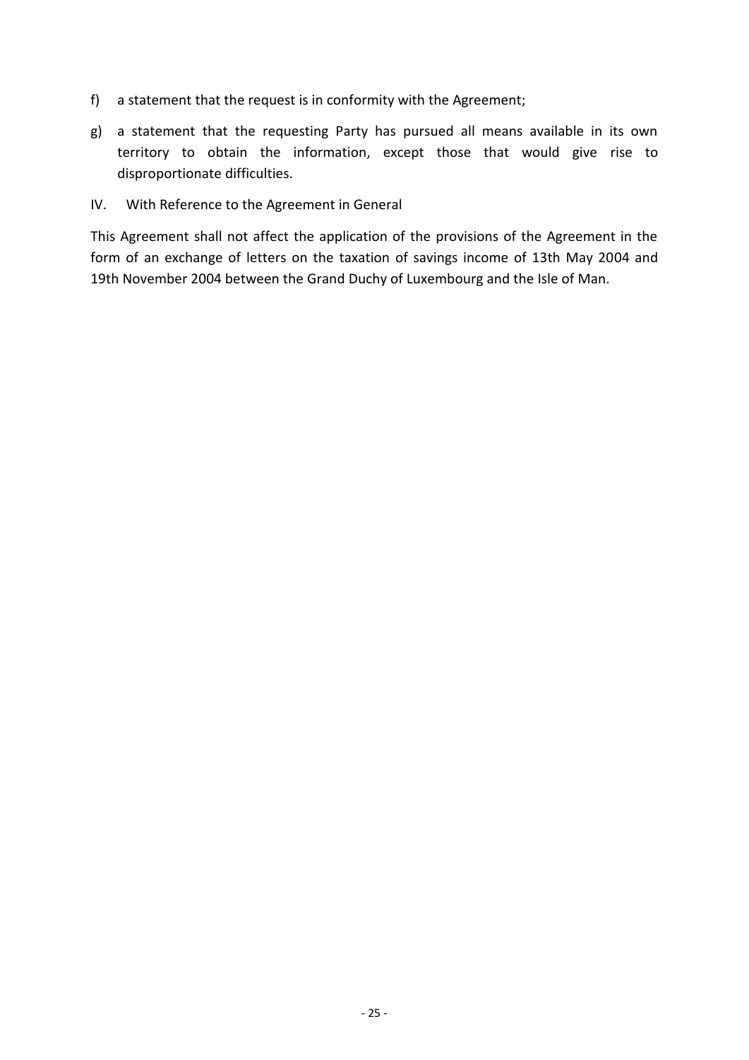f) a statement that the request is in conformity with the Agreement;

g) a statement that the requesting Party has pursued all means available in its own territory to obtain the information, except those that would give rise to disproportionate difficulties.

IV. With Reference to the Agreement in General

This Agreement shall not affect the application of the provisions of the Agreement in the form of an exchange of letters on the taxation of savings income of 13th May 2004 and 19th November 2004 between the Grand Duchy of Luxembourg and the Isle of Man.